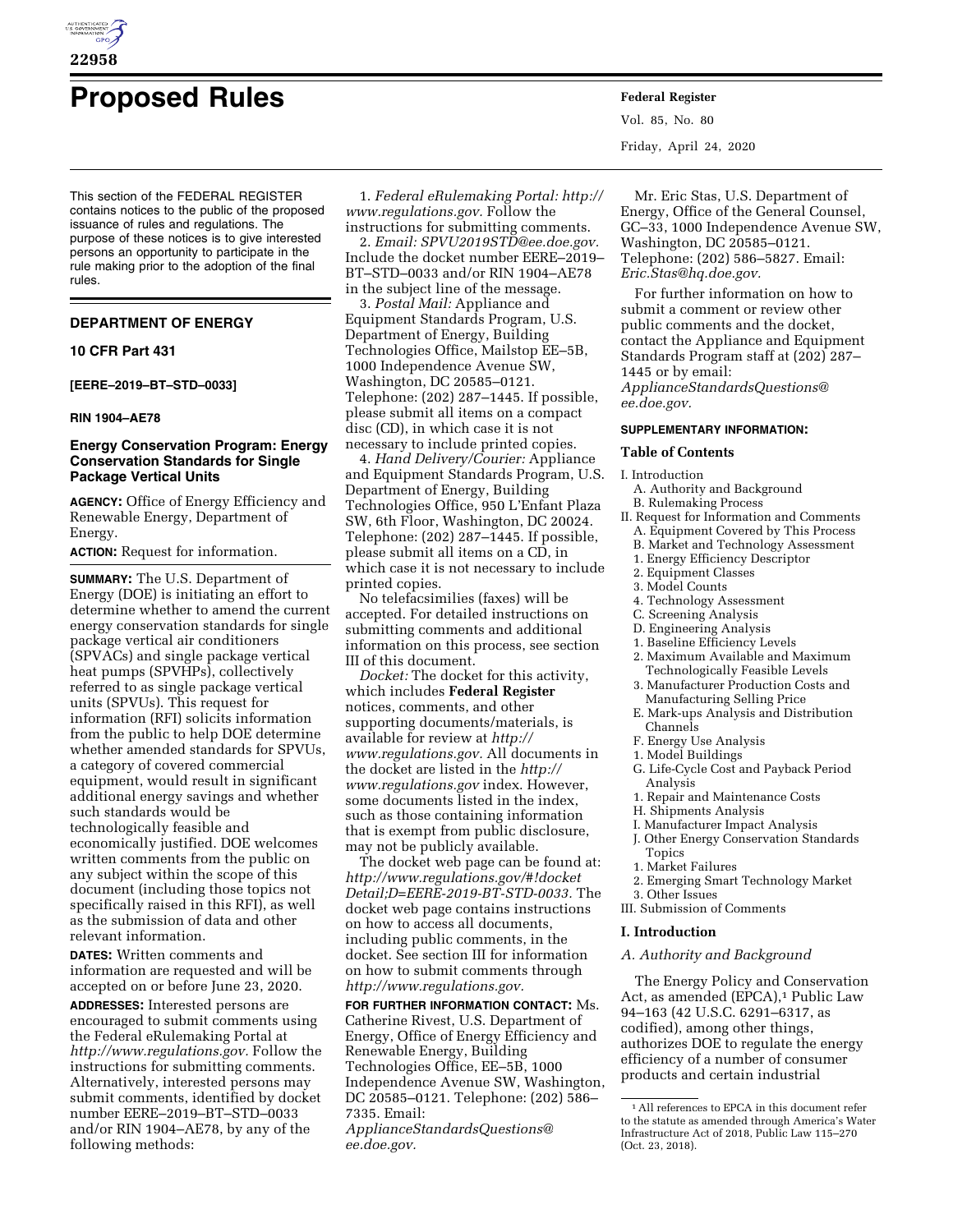# Proposed Rules

This section of the FEDERAL REGISTER contains notices to the public of the proposed issuance of rules and regulations. The purpose of these notices is to give interested persons an opportunity to participate in the rule making prior to the adoption of the final rules.

## DEPARTMENT OF ENERGY

### 10 CFR Part 431

**[EERE–2019–BT–STD–0033]**

**RIN 1904–AE78**

### Energy Conservation Program: Energy Conservation Standards for Single Package Vertical Units

**AGENCY:** Office of Energy Efficiency and Renewable Energy, Department of Energy.

**ACTION:** Request for information.

**SUMMARY:** The U.S. Department of Energy (DOE) is initiating an effort to determine whether to amend the current energy conservation standards for single package vertical air conditioners (SPVACs) and single package vertical heat pumps (SPVHPs), collectively referred to as single package vertical units (SPVUs). This request for information (RFI) solicits information from the public to help DOE determine whether amended standards for SPVUs, a category of covered commercial equipment, would result in significant additional energy savings and whether such standards would be technologically feasible and economically justified. DOE welcomes written comments from the public on any subject within the scope of this document (including those topics not specifically raised in this RFI), as well as the submission of data and other relevant information.

**DATES:** Written comments and information are requested and will be accepted on or before June 23, 2020.

**ADDRESSES:** Interested persons are encouraged to submit comments using the Federal eRulemaking Portal at *http://www.regulations.gov.* Follow the instructions for submitting comments. Alternatively, interested persons may submit comments, identified by docket number EERE–2019–BT–STD–0033 and/or RIN 1904–AE78, by any of the following methods:

1. *Federal eRulemaking Portal: http://www.regulations.gov.* Follow the instructions for submitting comments.
2. *Email: SPVU2019STD@ee.doe.gov.* Include the docket number EERE–2019–BT–STD–0033 and/or RIN 1904–AE78 in the subject line of the message.
3. *Postal Mail:* Appliance and Equipment Standards Program, U.S. Department of Energy, Building Technologies Office, Mailstop EE–5B, 1000 Independence Avenue SW, Washington, DC 20585–0121. Telephone: (202) 287–1445. If possible, please submit all items on a compact disc (CD), in which case it is not necessary to include printed copies.
4. *Hand Delivery/Courier:* Appliance and Equipment Standards Program, U.S. Department of Energy, Building Technologies Office, 950 L'Enfant Plaza SW, 6th Floor, Washington, DC 20024. Telephone: (202) 287–1445. If possible, please submit all items on a CD, in which case it is not necessary to include printed copies.

No telefacsimilies (faxes) will be accepted. For detailed instructions on submitting comments and additional information on this process, see section III of this document.

*Docket:* The docket for this activity, which includes **Federal Register** notices, comments, and other supporting documents/materials, is available for review at *http://www.regulations.gov.* All documents in the docket are listed in the *http://www.regulations.gov* index. However, some documents listed in the index, such as those containing information that is exempt from public disclosure, may not be publicly available.

The docket web page can be found at: *http://www.regulations.gov/#!docketDetail;D=EERE-2019-BT-STD-0033.* The docket web page contains instructions on how to access all documents, including public comments, in the docket. See section III for information on how to submit comments through *http://www.regulations.gov.*

**FOR FURTHER INFORMATION CONTACT:** Ms. Catherine Rivest, U.S. Department of Energy, Office of Energy Efficiency and Renewable Energy, Building Technologies Office, EE–5B, 1000 Independence Avenue SW, Washington, DC 20585–0121. Telephone: (202) 586–7335. Email: *ApplianceStandardsQuestions@ee.doe.gov.*

Mr. Eric Stas, U.S. Department of Energy, Office of the General Counsel, GC–33, 1000 Independence Avenue SW, Washington, DC 20585–0121. Telephone: (202) 586–5827. Email: *Eric.Stas@hq.doe.gov.*

For further information on how to submit a comment or review other public comments and the docket, contact the Appliance and Equipment Standards Program staff at (202) 287–1445 or by email: *ApplianceStandardsQuestions@ee.doe.gov.*

**SUPPLEMENTARY INFORMATION:**

**Table of Contents**

- I. Introduction
  - A. Authority and Background
  - B. Rulemaking Process
- II. Request for Information and Comments
  - A. Equipment Covered by This Process
  - B. Market and Technology Assessment
    1. Energy Efficiency Descriptor
    2. Equipment Classes
    3. Model Counts
    4. Technology Assessment
  - C. Screening Analysis
  - D. Engineering Analysis
    1. Baseline Efficiency Levels
    2. Maximum Available and Maximum Technologically Feasible Levels
    3. Manufacturer Production Costs and Manufacturing Selling Price
  - E. Mark-ups Analysis and Distribution Channels
  - F. Energy Use Analysis
    1. Model Buildings
  - G. Life-Cycle Cost and Payback Period Analysis
    1. Repair and Maintenance Costs
  - H. Shipments Analysis
  - I. Manufacturer Impact Analysis
  - J. Other Energy Conservation Standards Topics
    1. Market Failures
    2. Emerging Smart Technology Market
    3. Other Issues
- III. Submission of Comments

## I. Introduction

### A. Authority and Background

The Energy Policy and Conservation Act, as amended (EPCA),[1] Public Law 94–163 (42 U.S.C. 6291–6317, as codified), among other things, authorizes DOE to regulate the energy efficiency of a number of consumer products and certain industrial

[1] All references to EPCA in this document refer to the statute as amended through America's Water Infrastructure Act of 2018, Public Law 115–270 (Oct. 23, 2018).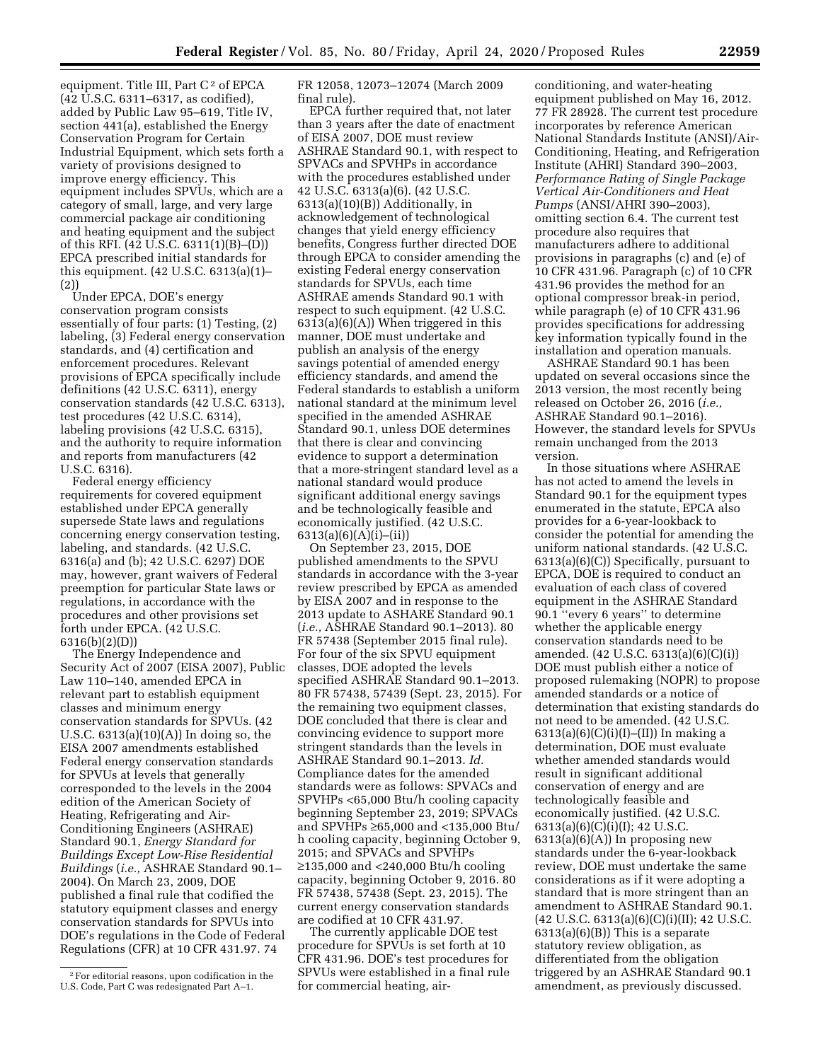equipment. Title III, Part C[2] of EPCA (42 U.S.C. 6311–6317, as codified), added by Public Law 95–619, Title IV, section 441(a), established the Energy Conservation Program for Certain Industrial Equipment, which sets forth a variety of provisions designed to improve energy efficiency. This equipment includes SPVUs, which are a category of small, large, and very large commercial package air conditioning and heating equipment and the subject of this RFI. (42 U.S.C. 6311(1)(B)–(D)) EPCA prescribed initial standards for this equipment. (42 U.S.C. 6313(a)(1)–(2))

Under EPCA, DOE's energy conservation program consists essentially of four parts: (1) Testing, (2) labeling, (3) Federal energy conservation standards, and (4) certification and enforcement procedures. Relevant provisions of EPCA specifically include definitions (42 U.S.C. 6311), energy conservation standards (42 U.S.C. 6313), test procedures (42 U.S.C. 6314), labeling provisions (42 U.S.C. 6315), and the authority to require information and reports from manufacturers (42 U.S.C. 6316).

Federal energy efficiency requirements for covered equipment established under EPCA generally supersede State laws and regulations concerning energy conservation testing, labeling, and standards. (42 U.S.C. 6316(a) and (b); 42 U.S.C. 6297) DOE may, however, grant waivers of Federal preemption for particular State laws or regulations, in accordance with the procedures and other provisions set forth under EPCA. (42 U.S.C. 6316(b)(2)(D))

The Energy Independence and Security Act of 2007 (EISA 2007), Public Law 110–140, amended EPCA in relevant part to establish equipment classes and minimum energy conservation standards for SPVUs. (42 U.S.C. 6313(a)(10)(A)) In doing so, the EISA 2007 amendments established Federal energy conservation standards for SPVUs at levels that generally corresponded to the levels in the 2004 edition of the American Society of Heating, Refrigerating and Air-Conditioning Engineers (ASHRAE) Standard 90.1, *Energy Standard for Buildings Except Low-Rise Residential Buildings* (*i.e.,* ASHRAE Standard 90.1–2004). On March 23, 2009, DOE published a final rule that codified the statutory equipment classes and energy conservation standards for SPVUs into DOE's regulations in the Code of Federal Regulations (CFR) at 10 CFR 431.97. 74 FR 12058, 12073–12074 (March 2009 final rule).

EPCA further required that, not later than 3 years after the date of enactment of EISA 2007, DOE must review ASHRAE Standard 90.1, with respect to SPVACs and SPVHPs in accordance with the procedures established under 42 U.S.C. 6313(a)(6). (42 U.S.C. 6313(a)(10)(B)) Additionally, in acknowledgement of technological changes that yield energy efficiency benefits, Congress further directed DOE through EPCA to consider amending the existing Federal energy conservation standards for SPVUs, each time ASHRAE amends Standard 90.1 with respect to such equipment. (42 U.S.C. 6313(a)(6)(A)) When triggered in this manner, DOE must undertake and publish an analysis of the energy savings potential of amended energy efficiency standards, and amend the Federal standards to establish a uniform national standard at the minimum level specified in the amended ASHRAE Standard 90.1, unless DOE determines that there is clear and convincing evidence to support a determination that a more-stringent standard level as a national standard would produce significant additional energy savings and be technologically feasible and economically justified. (42 U.S.C. 6313(a)(6)(A)(i)–(ii))

On September 23, 2015, DOE published amendments to the SPVU standards in accordance with the 3-year review prescribed by EPCA as amended by EISA 2007 and in response to the 2013 update to ASHARE Standard 90.1 (*i.e.,* ASHRAE Standard 90.1–2013). 80 FR 57438 (September 2015 final rule). For four of the six SPVU equipment classes, DOE adopted the levels specified ASHRAE Standard 90.1–2013. 80 FR 57438, 57439 (Sept. 23, 2015). For the remaining two equipment classes, DOE concluded that there is clear and convincing evidence to support more stringent standards than the levels in ASHRAE Standard 90.1–2013. *Id.* Compliance dates for the amended standards were as follows: SPVACs and SPVHPs <65,000 Btu/h cooling capacity beginning September 23, 2019; SPVACs and SPVHPs ≥65,000 and <135,000 Btu/h cooling capacity, beginning October 9, 2015; and SPVACs and SPVHPs ≥135,000 and <240,000 Btu/h cooling capacity, beginning October 9, 2016. 80 FR 57438, 57438 (Sept. 23, 2015). The current energy conservation standards are codified at 10 CFR 431.97.

The currently applicable DOE test procedure for SPVUs is set forth at 10 CFR 431.96. DOE's test procedures for SPVUs were established in a final rule for commercial heating, air-conditioning, and water-heating equipment published on May 16, 2012. 77 FR 28928. The current test procedure incorporates by reference American National Standards Institute (ANSI)/Air-Conditioning, Heating, and Refrigeration Institute (AHRI) Standard 390–2003, *Performance Rating of Single Package Vertical Air-Conditioners and Heat Pumps* (ANSI/AHRI 390–2003), omitting section 6.4. The current test procedure also requires that manufacturers adhere to additional provisions in paragraphs (c) and (e) of 10 CFR 431.96. Paragraph (c) of 10 CFR 431.96 provides the method for an optional compressor break-in period, while paragraph (e) of 10 CFR 431.96 provides specifications for addressing key information typically found in the installation and operation manuals.

ASHRAE Standard 90.1 has been updated on several occasions since the 2013 version, the most recently being released on October 26, 2016 (*i.e.,* ASHRAE Standard 90.1–2016). However, the standard levels for SPVUs remain unchanged from the 2013 version.

In those situations where ASHRAE has not acted to amend the levels in Standard 90.1 for the equipment types enumerated in the statute, EPCA also provides for a 6-year-lookback to consider the potential for amending the uniform national standards. (42 U.S.C. 6313(a)(6)(C)) Specifically, pursuant to EPCA, DOE is required to conduct an evaluation of each class of covered equipment in the ASHRAE Standard 90.1 "every 6 years" to determine whether the applicable energy conservation standards need to be amended. (42 U.S.C. 6313(a)(6)(C)(i)) DOE must publish either a notice of proposed rulemaking (NOPR) to propose amended standards or a notice of determination that existing standards do not need to be amended. (42 U.S.C. 6313(a)(6)(C)(i)(I)–(II)) In making a determination, DOE must evaluate whether amended standards would result in significant additional conservation of energy and are technologically feasible and economically justified. (42 U.S.C. 6313(a)(6)(C)(i)(I); 42 U.S.C. 6313(a)(6)(A)) In proposing new standards under the 6-year-lookback review, DOE must undertake the same considerations as if it were adopting a standard that is more stringent than an amendment to ASHRAE Standard 90.1. (42 U.S.C. 6313(a)(6)(C)(i)(II); 42 U.S.C. 6313(a)(6)(B)) This is a separate statutory review obligation, as differentiated from the obligation triggered by an ASHRAE Standard 90.1 amendment, as previously discussed.

[2] For editorial reasons, upon codification in the U.S. Code, Part C was redesignated Part A–1.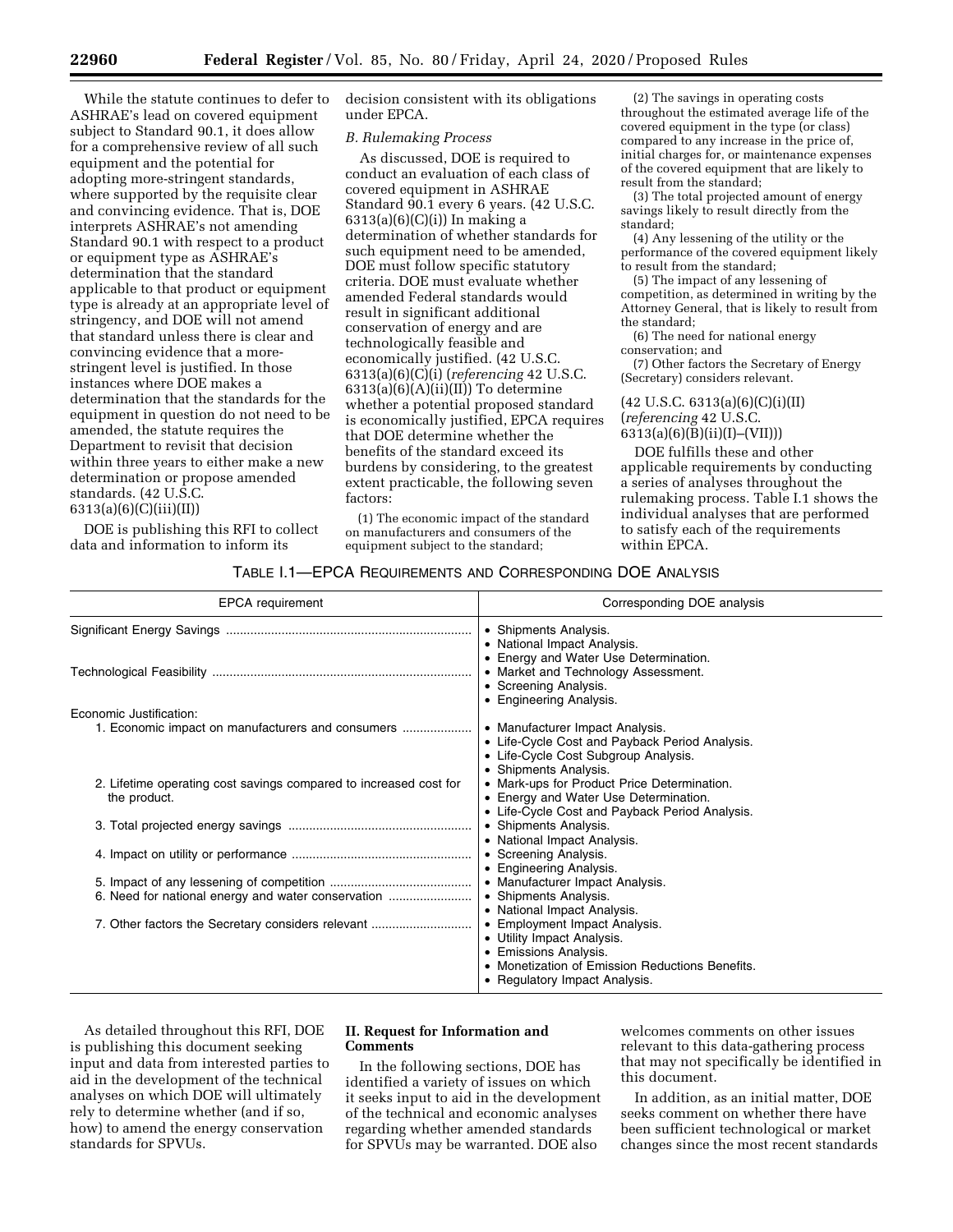While the statute continues to defer to ASHRAE's lead on covered equipment subject to Standard 90.1, it does allow for a comprehensive review of all such equipment and the potential for adopting more-stringent standards, where supported by the requisite clear and convincing evidence. That is, DOE interprets ASHRAE's not amending Standard 90.1 with respect to a product or equipment type as ASHRAE's determination that the standard applicable to that product or equipment type is already at an appropriate level of stringency, and DOE will not amend that standard unless there is clear and convincing evidence that a more-stringent level is justified. In those instances where DOE makes a determination that the standards for the equipment in question do not need to be amended, the statute requires the Department to revisit that decision within three years to either make a new determination or propose amended standards. (42 U.S.C. 6313(a)(6)(C)(iii)(II))

DOE is publishing this RFI to collect data and information to inform its decision consistent with its obligations under EPCA.

### B. Rulemaking Process

As discussed, DOE is required to conduct an evaluation of each class of covered equipment in ASHRAE Standard 90.1 every 6 years. (42 U.S.C. 6313(a)(6)(C)(i)) In making a determination of whether standards for such equipment need to be amended, DOE must follow specific statutory criteria. DOE must evaluate whether amended Federal standards would result in significant additional conservation of energy and are technologically feasible and economically justified. (42 U.S.C. 6313(a)(6)(C)(i) (*referencing* 42 U.S.C. 6313(a)(6)(A)(ii)(II)) To determine whether a potential proposed standard is economically justified, EPCA requires that DOE determine whether the benefits of the standard exceed its burdens by considering, to the greatest extent practicable, the following seven factors:

(1) The economic impact of the standard on manufacturers and consumers of the equipment subject to the standard;

(2) The savings in operating costs throughout the estimated average life of the covered equipment in the type (or class) compared to any increase in the price of, initial charges for, or maintenance expenses of the covered equipment that are likely to result from the standard;

(3) The total projected amount of energy savings likely to result directly from the standard;

(4) Any lessening of the utility or the performance of the covered equipment likely to result from the standard;

(5) The impact of any lessening of competition, as determined in writing by the Attorney General, that is likely to result from the standard;

(6) The need for national energy conservation; and

(7) Other factors the Secretary of Energy (Secretary) considers relevant.

(42 U.S.C. 6313(a)(6)(C)(i)(II) (*referencing* 42 U.S.C. 6313(a)(6)(B)(ii)(I)–(VII)))

DOE fulfills these and other applicable requirements by conducting a series of analyses throughout the rulemaking process. Table I.1 shows the individual analyses that are performed to satisfy each of the requirements within EPCA.

TABLE I.1—EPCA REQUIREMENTS AND CORRESPONDING DOE ANALYSIS

| EPCA requirement | Corresponding DOE analysis |
|---|---|
| Significant Energy Savings | • Shipments Analysis.<br>• National Impact Analysis.<br>• Energy and Water Use Determination. |
| Technological Feasibility | • Market and Technology Assessment.<br>• Screening Analysis.<br>• Engineering Analysis. |
| Economic Justification: | |
| 1. Economic impact on manufacturers and consumers | • Manufacturer Impact Analysis.<br>• Life-Cycle Cost and Payback Period Analysis.<br>• Life-Cycle Cost Subgroup Analysis.<br>• Shipments Analysis. |
| 2. Lifetime operating cost savings compared to increased cost for the product. | • Mark-ups for Product Price Determination.<br>• Energy and Water Use Determination.<br>• Life-Cycle Cost and Payback Period Analysis. |
| 3. Total projected energy savings | • Shipments Analysis.<br>• National Impact Analysis. |
| 4. Impact on utility or performance | • Screening Analysis.<br>• Engineering Analysis. |
| 5. Impact of any lessening of competition | • Manufacturer Impact Analysis. |
| 6. Need for national energy and water conservation | • Shipments Analysis.<br>• National Impact Analysis. |
| 7. Other factors the Secretary considers relevant | • Employment Impact Analysis.<br>• Utility Impact Analysis.<br>• Emissions Analysis.<br>• Monetization of Emission Reductions Benefits.<br>• Regulatory Impact Analysis. |

As detailed throughout this RFI, DOE is publishing this document seeking input and data from interested parties to aid in the development of the technical analyses on which DOE will ultimately rely to determine whether (and if so, how) to amend the energy conservation standards for SPVUs.

## II. Request for Information and Comments

In the following sections, DOE has identified a variety of issues on which it seeks input to aid in the development of the technical and economic analyses regarding whether amended standards for SPVUs may be warranted. DOE also welcomes comments on other issues relevant to this data-gathering process that may not specifically be identified in this document.

In addition, as an initial matter, DOE seeks comment on whether there have been sufficient technological or market changes since the most recent standards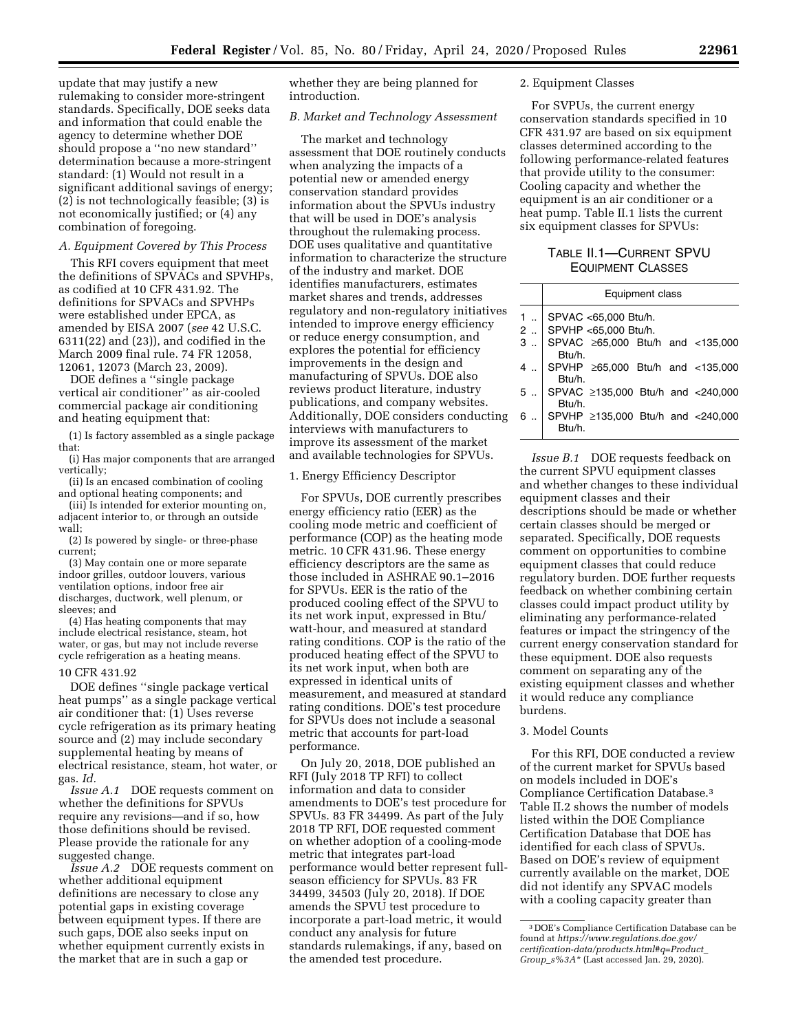update that may justify a new rulemaking to consider more-stringent standards. Specifically, DOE seeks data and information that could enable the agency to determine whether DOE should propose a ''no new standard'' determination because a more-stringent standard: (1) Would not result in a significant additional savings of energy; (2) is not technologically feasible; (3) is not economically justified; or (4) any combination of foregoing.

### A. Equipment Covered by This Process

This RFI covers equipment that meet the definitions of SPVACs and SPVHPs, as codified at 10 CFR 431.92. The definitions for SPVACs and SPVHPs were established under EPCA, as amended by EISA 2007 (*see* 42 U.S.C. 6311(22) and (23)), and codified in the March 2009 final rule. 74 FR 12058, 12061, 12073 (March 23, 2009).

DOE defines a ''single package vertical air conditioner'' as air-cooled commercial package air conditioning and heating equipment that:

(1) Is factory assembled as a single package that:

(i) Has major components that are arranged vertically;

(ii) Is an encased combination of cooling and optional heating components; and

(iii) Is intended for exterior mounting on, adjacent interior to, or through an outside wall;

(2) Is powered by single- or three-phase current;

(3) May contain one or more separate indoor grilles, outdoor louvers, various ventilation options, indoor free air discharges, ductwork, well plenum, or sleeves; and

(4) Has heating components that may include electrical resistance, steam, hot water, or gas, but may not include reverse cycle refrigeration as a heating means.

10 CFR 431.92

DOE defines ''single package vertical heat pumps'' as a single package vertical air conditioner that: (1) Uses reverse cycle refrigeration as its primary heating source and (2) may include secondary supplemental heating by means of electrical resistance, steam, hot water, or gas. *Id.*

*Issue A.1* DOE requests comment on whether the definitions for SPVUs require any revisions—and if so, how those definitions should be revised. Please provide the rationale for any suggested change.

*Issue A.2* DOE requests comment on whether additional equipment definitions are necessary to close any potential gaps in existing coverage between equipment types. If there are such gaps, DOE also seeks input on whether equipment currently exists in the market that are in such a gap or whether they are being planned for introduction.

### B. Market and Technology Assessment

The market and technology assessment that DOE routinely conducts when analyzing the impacts of a potential new or amended energy conservation standard provides information about the SPVUs industry that will be used in DOE's analysis throughout the rulemaking process. DOE uses qualitative and quantitative information to characterize the structure of the industry and market. DOE identifies manufacturers, estimates market shares and trends, addresses regulatory and non-regulatory initiatives intended to improve energy efficiency or reduce energy consumption, and explores the potential for efficiency improvements in the design and manufacturing of SPVUs. DOE also reviews product literature, industry publications, and company websites. Additionally, DOE considers conducting interviews with manufacturers to improve its assessment of the market and available technologies for SPVUs.

#### 1. Energy Efficiency Descriptor

For SPVUs, DOE currently prescribes energy efficiency ratio (EER) as the cooling mode metric and coefficient of performance (COP) as the heating mode metric. 10 CFR 431.96. These energy efficiency descriptors are the same as those included in ASHRAE 90.1–2016 for SPVUs. EER is the ratio of the produced cooling effect of the SPVU to its net work input, expressed in Btu/watt-hour, and measured at standard rating conditions. COP is the ratio of the produced heating effect of the SPVU to its net work input, when both are expressed in identical units of measurement, and measured at standard rating conditions. DOE's test procedure for SPVUs does not include a seasonal metric that accounts for part-load performance.

On July 20, 2018, DOE published an RFI (July 2018 TP RFI) to collect information and data to consider amendments to DOE's test procedure for SPVUs. 83 FR 34499. As part of the July 2018 TP RFI, DOE requested comment on whether adoption of a cooling-mode metric that integrates part-load performance would better represent full-season efficiency for SPVUs. 83 FR 34499, 34503 (July 20, 2018). If DOE amends the SPVU test procedure to incorporate a part-load metric, it would conduct any analysis for future standards rulemakings, if any, based on the amended test procedure.

#### 2. Equipment Classes

For SVPUs, the current energy conservation standards specified in 10 CFR 431.97 are based on six equipment classes determined according to the following performance-related features that provide utility to the consumer: Cooling capacity and whether the equipment is an air conditioner or a heat pump. Table II.1 lists the current six equipment classes for SPVUs:

TABLE II.1—CURRENT SPVU EQUIPMENT CLASSES

| | Equipment class |
|---|---|
| 1 .. | SPVAC <65,000 Btu/h. |
| 2 .. | SPVHP <65,000 Btu/h. |
| 3 .. | SPVAC ≥65,000 Btu/h and <135,000 Btu/h. |
| 4 .. | SPVHP ≥65,000 Btu/h and <135,000 Btu/h. |
| 5 .. | SPVAC ≥135,000 Btu/h and <240,000 Btu/h. |
| 6 .. | SPVHP ≥135,000 Btu/h and <240,000 Btu/h. |

*Issue B.1* DOE requests feedback on the current SPVU equipment classes and whether changes to these individual equipment classes and their descriptions should be made or whether certain classes should be merged or separated. Specifically, DOE requests comment on opportunities to combine equipment classes that could reduce regulatory burden. DOE further requests feedback on whether combining certain classes could impact product utility by eliminating any performance-related features or impact the stringency of the current energy conservation standard for these equipment. DOE also requests comment on separating any of the existing equipment classes and whether it would reduce any compliance burdens.

#### 3. Model Counts

For this RFI, DOE conducted a review of the current market for SPVUs based on models included in DOE's Compliance Certification Database.[3] Table II.2 shows the number of models listed within the DOE Compliance Certification Database that DOE has identified for each class of SPVUs. Based on DOE's review of equipment currently available on the market, DOE did not identify any SPVAC models with a cooling capacity greater than

[3] DOE's Compliance Certification Database can be found at *https://www.regulations.doe.gov/certification-data/products.html#q=Product_Group_s%3A** (Last accessed Jan. 29, 2020).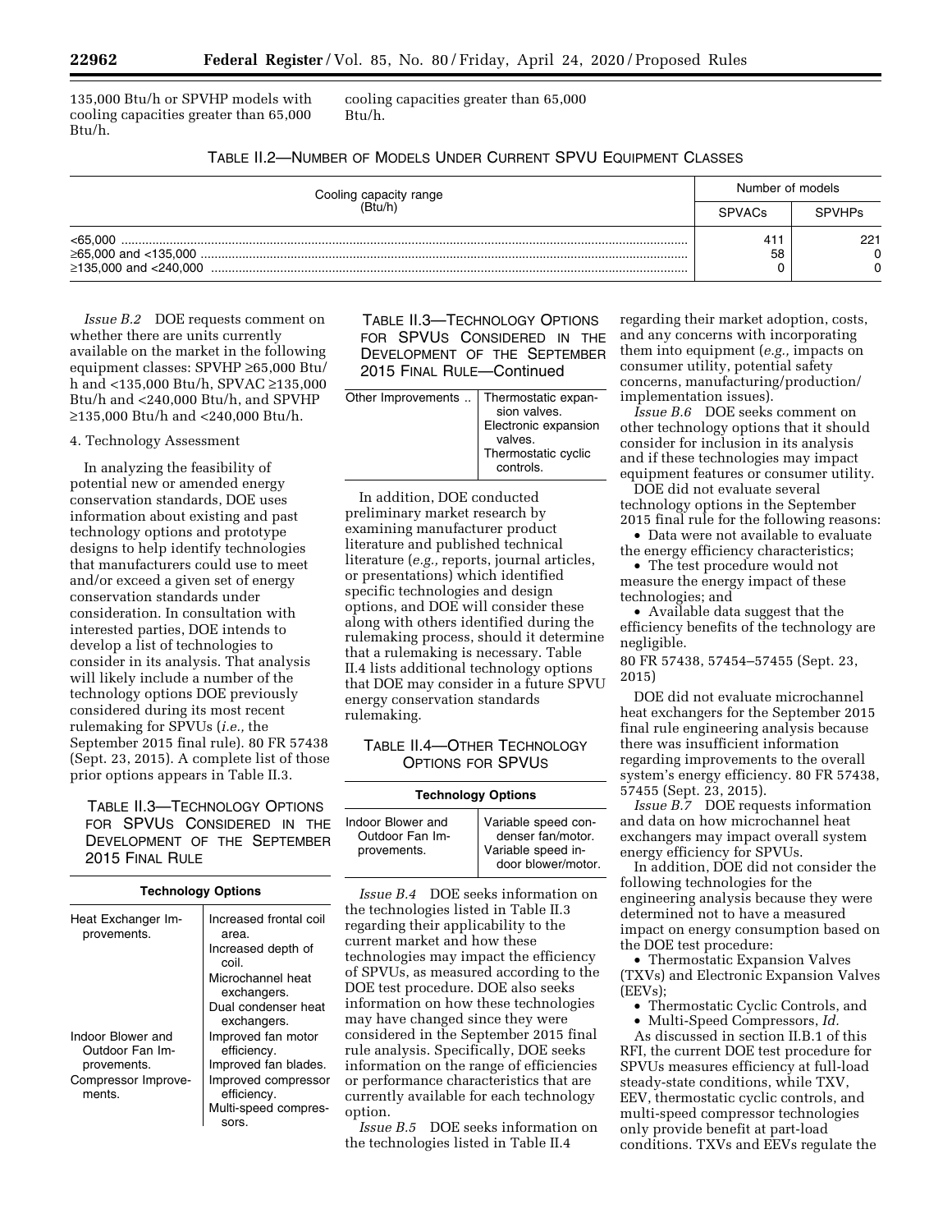135,000 Btu/h or SPVHP models with cooling capacities greater than 65,000 Btu/h.

cooling capacities greater than 65,000 Btu/h.

TABLE II.2—NUMBER OF MODELS UNDER CURRENT SPVU EQUIPMENT CLASSES

| Cooling capacity range (Btu/h) | Number of models | |
|---|---|---|
| | SPVACs | SPVHPs |
| <65,000 | 411 | 221 |
| ≥65,000 and <135,000 | 58 | 0 |
| ≥135,000 and <240,000 | 0 | 0 |

*Issue B.2* DOE requests comment on whether there are units currently available on the market in the following equipment classes: SPVHP ≥65,000 Btu/h and <135,000 Btu/h, SPVAC ≥135,000 Btu/h and <240,000 Btu/h, and SPVHP ≥135,000 Btu/h and <240,000 Btu/h.

4. Technology Assessment

In analyzing the feasibility of potential new or amended energy conservation standards, DOE uses information about existing and past technology options and prototype designs to help identify technologies that manufacturers could use to meet and/or exceed a given set of energy conservation standards under consideration. In consultation with interested parties, DOE intends to develop a list of technologies to consider in its analysis. That analysis will likely include a number of the technology options DOE previously considered during its most recent rulemaking for SPVUs (*i.e.,* the September 2015 final rule). 80 FR 57438 (Sept. 23, 2015). A complete list of those prior options appears in Table II.3.

TABLE II.3—TECHNOLOGY OPTIONS FOR SPVUS CONSIDERED IN THE DEVELOPMENT OF THE SEPTEMBER 2015 FINAL RULE

| Technology Options | |
|---|---|
| Heat Exchanger Improvements. | Increased frontal coil area. |
| | Increased depth of coil. |
| | Microchannel heat exchangers. |
| | Dual condenser heat exchangers. |
| Indoor Blower and Outdoor Fan Improvements. | Improved fan motor efficiency. |
| | Improved fan blades. |
| Compressor Improvements. | Improved compressor efficiency. |
| | Multi-speed compressors. |
| Other Improvements | Thermostatic expansion valves. |
| | Electronic expansion valves. |
| | Thermostatic cyclic controls. |

In addition, DOE conducted preliminary market research by examining manufacturer product literature and published technical literature (*e.g.,* reports, journal articles, or presentations) which identified specific technologies and design options, and DOE will consider these along with others identified during the rulemaking process, should it determine that a rulemaking is necessary. Table II.4 lists additional technology options that DOE may consider in a future SPVU energy conservation standards rulemaking.

TABLE II.4—OTHER TECHNOLOGY OPTIONS FOR SPVUS

| Technology Options | |
|---|---|
| Indoor Blower and Outdoor Fan Improvements. | Variable speed condenser fan/motor. |
| | Variable speed indoor blower/motor. |

*Issue B.4* DOE seeks information on the technologies listed in Table II.3 regarding their applicability to the current market and how these technologies may impact the efficiency of SPVUs, as measured according to the DOE test procedure. DOE also seeks information on how these technologies may have changed since they were considered in the September 2015 final rule analysis. Specifically, DOE seeks information on the range of efficiencies or performance characteristics that are currently available for each technology option.

*Issue B.5* DOE seeks information on the technologies listed in Table II.4 regarding their market adoption, costs, and any concerns with incorporating them into equipment (*e.g.,* impacts on consumer utility, potential safety concerns, manufacturing/production/implementation issues).

*Issue B.6* DOE seeks comment on other technology options that it should consider for inclusion in its analysis and if these technologies may impact equipment features or consumer utility.

DOE did not evaluate several technology options in the September 2015 final rule for the following reasons:

- Data were not available to evaluate the energy efficiency characteristics;
- The test procedure would not measure the energy impact of these technologies; and
- Available data suggest that the efficiency benefits of the technology are negligible.

80 FR 57438, 57454–57455 (Sept. 23, 2015)

DOE did not evaluate microchannel heat exchangers for the September 2015 final rule engineering analysis because there was insufficient information regarding improvements to the overall system's energy efficiency. 80 FR 57438, 57455 (Sept. 23, 2015).

*Issue B.7* DOE requests information and data on how microchannel heat exchangers may impact overall system energy efficiency for SPVUs.

In addition, DOE did not consider the following technologies for the engineering analysis because they were determined not to have a measured impact on energy consumption based on the DOE test procedure:

- Thermostatic Expansion Valves (TXVs) and Electronic Expansion Valves (EEVs);
- Thermostatic Cyclic Controls, and
- Multi-Speed Compressors, *Id.*

As discussed in section II.B.1 of this RFI, the current DOE test procedure for SPVUs measures efficiency at full-load steady-state conditions, while TXV, EEV, thermostatic cyclic controls, and multi-speed compressor technologies only provide benefit at part-load conditions. TXVs and EEVs regulate the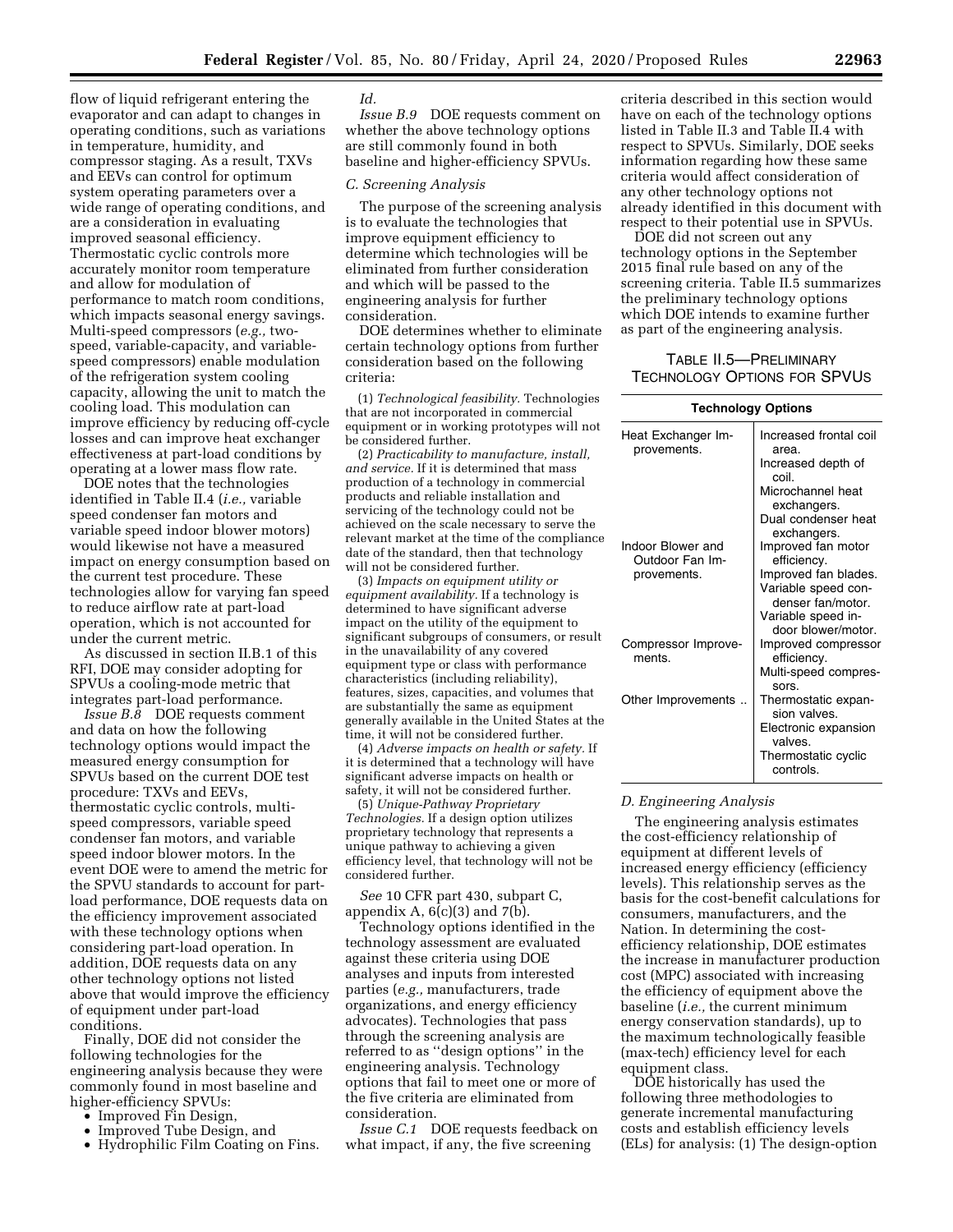flow of liquid refrigerant entering the evaporator and can adapt to changes in operating conditions, such as variations in temperature, humidity, and compressor staging. As a result, TXVs and EEVs can control for optimum system operating parameters over a wide range of operating conditions, and are a consideration in evaluating improved seasonal efficiency. Thermostatic cyclic controls more accurately monitor room temperature and allow for modulation of performance to match room conditions, which impacts seasonal energy savings. Multi-speed compressors (*e.g.,* two-speed, variable-capacity, and variable-speed compressors) enable modulation of the refrigeration system cooling capacity, allowing the unit to match the cooling load. This modulation can improve efficiency by reducing off-cycle losses and can improve heat exchanger effectiveness at part-load conditions by operating at a lower mass flow rate.

DOE notes that the technologies identified in Table II.4 (*i.e.,* variable speed condenser fan motors and variable speed indoor blower motors) would likewise not have a measured impact on energy consumption based on the current test procedure. These technologies allow for varying fan speed to reduce airflow rate at part-load operation, which is not accounted for under the current metric.

As discussed in section II.B.1 of this RFI, DOE may consider adopting for SPVUs a cooling-mode metric that integrates part-load performance.

*Issue B.8* DOE requests comment and data on how the following technology options would impact the measured energy consumption for SPVUs based on the current DOE test procedure: TXVs and EEVs, thermostatic cyclic controls, multi-speed compressors, variable speed condenser fan motors, and variable speed indoor blower motors. In the event DOE were to amend the metric for the SPVU standards to account for part-load performance, DOE requests data on the efficiency improvement associated with these technology options when considering part-load operation. In addition, DOE requests data on any other technology options not listed above that would improve the efficiency of equipment under part-load conditions.

Finally, DOE did not consider the following technologies for the engineering analysis because they were commonly found in most baseline and higher-efficiency SPVUs:

- Improved Fin Design,
- Improved Tube Design, and
- Hydrophilic Film Coating on Fins.

*Id.*

*Issue B.9* DOE requests comment on whether the above technology options are still commonly found in both baseline and higher-efficiency SPVUs.

### C. Screening Analysis

The purpose of the screening analysis is to evaluate the technologies that improve equipment efficiency to determine which technologies will be eliminated from further consideration and which will be passed to the engineering analysis for further consideration.

DOE determines whether to eliminate certain technology options from further consideration based on the following criteria:

(1) *Technological feasibility.* Technologies that are not incorporated in commercial equipment or in working prototypes will not be considered further.

(2) *Practicability to manufacture, install, and service.* If it is determined that mass production of a technology in commercial products and reliable installation and servicing of the technology could not be achieved on the scale necessary to serve the relevant market at the time of the compliance date of the standard, then that technology will not be considered further.

(3) *Impacts on equipment utility or equipment availability.* If a technology is determined to have significant adverse impact on the utility of the equipment to significant subgroups of consumers, or result in the unavailability of any covered equipment type or class with performance characteristics (including reliability), features, sizes, capacities, and volumes that are substantially the same as equipment generally available in the United States at the time, it will not be considered further.

(4) *Adverse impacts on health or safety.* If it is determined that a technology will have significant adverse impacts on health or safety, it will not be considered further.

(5) *Unique-Pathway Proprietary Technologies.* If a design option utilizes proprietary technology that represents a unique pathway to achieving a given efficiency level, that technology will not be considered further.

*See* 10 CFR part 430, subpart C, appendix A, 6(c)(3) and 7(b).

Technology options identified in the technology assessment are evaluated against these criteria using DOE analyses and inputs from interested parties (*e.g.,* manufacturers, trade organizations, and energy efficiency advocates). Technologies that pass through the screening analysis are referred to as "design options" in the engineering analysis. Technology options that fail to meet one or more of the five criteria are eliminated from consideration.

*Issue C.1* DOE requests feedback on what impact, if any, the five screening criteria described in this section would have on each of the technology options listed in Table II.3 and Table II.4 with respect to SPVUs. Similarly, DOE seeks information regarding how these same criteria would affect consideration of any other technology options not already identified in this document with respect to their potential use in SPVUs.

DOE did not screen out any technology options in the September 2015 final rule based on any of the screening criteria. Table II.5 summarizes the preliminary technology options which DOE intends to examine further as part of the engineering analysis.

TABLE II.5—PRELIMINARY TECHNOLOGY OPTIONS FOR SPVUS

| Technology Options | |
|---|---|
| Heat Exchanger Improvements. | Increased frontal coil area. |
| | Increased depth of coil. |
| | Microchannel heat exchangers. |
| | Dual condenser heat exchangers. |
| Indoor Blower and Outdoor Fan Improvements. | Improved fan motor efficiency. |
| | Improved fan blades. |
| | Variable speed condenser fan/motor. |
| | Variable speed indoor blower/motor. |
| Compressor Improvements. | Improved compressor efficiency. |
| | Multi-speed compressors. |
| Other Improvements .. | Thermostatic expansion valves. |
| | Electronic expansion valves. |
| | Thermostatic cyclic controls. |

### D. Engineering Analysis

The engineering analysis estimates the cost-efficiency relationship of equipment at different levels of increased energy efficiency (efficiency levels). This relationship serves as the basis for the cost-benefit calculations for consumers, manufacturers, and the Nation. In determining the cost-efficiency relationship, DOE estimates the increase in manufacturer production cost (MPC) associated with increasing the efficiency of equipment above the baseline (*i.e.,* the current minimum energy conservation standards), up to the maximum technologically feasible (max-tech) efficiency level for each equipment class.

DOE historically has used the following three methodologies to generate incremental manufacturing costs and establish efficiency levels (ELs) for analysis: (1) The design-option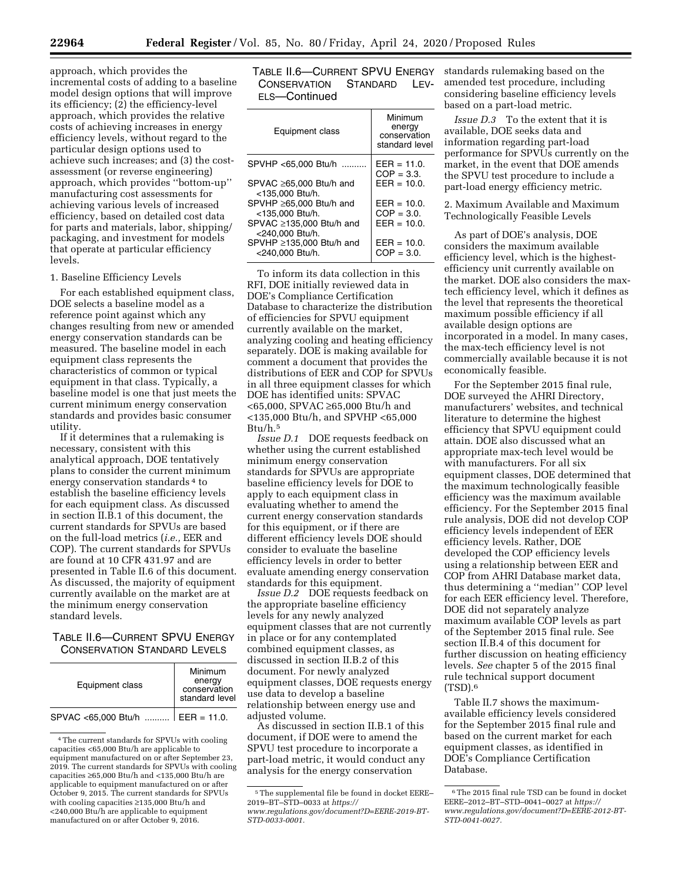approach, which provides the incremental costs of adding to a baseline model design options that will improve its efficiency; (2) the efficiency-level approach, which provides the relative costs of achieving increases in energy efficiency levels, without regard to the particular design options used to achieve such increases; and (3) the cost-assessment (or reverse engineering) approach, which provides ''bottom-up'' manufacturing cost assessments for achieving various levels of increased efficiency, based on detailed cost data for parts and materials, labor, shipping/packaging, and investment for models that operate at particular efficiency levels.

1. Baseline Efficiency Levels

For each established equipment class, DOE selects a baseline model as a reference point against which any changes resulting from new or amended energy conservation standards can be measured. The baseline model in each equipment class represents the characteristics of common or typical equipment in that class. Typically, a baseline model is one that just meets the current minimum energy conservation standards and provides basic consumer utility.

If it determines that a rulemaking is necessary, consistent with this analytical approach, DOE tentatively plans to consider the current minimum energy conservation standards [4] to establish the baseline efficiency levels for each equipment class. As discussed in section II.B.1 of this document, the current standards for SPVUs are based on the full-load metrics (*i.e.,* EER and COP). The current standards for SPVUs are found at 10 CFR 431.97 and are presented in Table II.6 of this document. As discussed, the majority of equipment currently available on the market are at the minimum energy conservation standard levels.

TABLE II.6—CURRENT SPVU ENERGY CONSERVATION STANDARD LEVELS

| Equipment class | Minimum energy conservation standard level |
|---|---|
| SPVAC <65,000 Btu/h | EER = 11.0. |
| SPVHP <65,000 Btu/h | EER = 11.0. COP = 3.3. |
| SPVAC ≥65,000 Btu/h and <135,000 Btu/h. | EER = 10.0. |
| SPVHP ≥65,000 Btu/h and <135,000 Btu/h. | EER = 10.0. COP = 3.0. |
| SPVAC ≥135,000 Btu/h and <240,000 Btu/h. | EER = 10.0. |
| SPVHP ≥135,000 Btu/h and <240,000 Btu/h. | EER = 10.0. COP = 3.0. |

To inform its data collection in this RFI, DOE initially reviewed data in DOE's Compliance Certification Database to characterize the distribution of efficiencies for SPVU equipment currently available on the market, analyzing cooling and heating efficiency separately. DOE is making available for comment a document that provides the distributions of EER and COP for SPVUs in all three equipment classes for which DOE has identified units: SPVAC <65,000, SPVAC ≥65,000 Btu/h and <135,000 Btu/h, and SPVHP <65,000 Btu/h.[5]

*Issue D.1* DOE requests feedback on whether using the current established minimum energy conservation standards for SPVUs are appropriate baseline efficiency levels for DOE to apply to each equipment class in evaluating whether to amend the current energy conservation standards for this equipment, or if there are different efficiency levels DOE should consider to evaluate the baseline efficiency levels in order to better evaluate amending energy conservation standards for this equipment.

*Issue D.2* DOE requests feedback on the appropriate baseline efficiency levels for any newly analyzed equipment classes that are not currently in place or for any contemplated combined equipment classes, as discussed in section II.B.2 of this document. For newly analyzed equipment classes, DOE requests energy use data to develop a baseline relationship between energy use and adjusted volume.

As discussed in section II.B.1 of this document, if DOE were to amend the SPVU test procedure to incorporate a part-load metric, it would conduct any analysis for the energy conservation standards rulemaking based on the amended test procedure, including considering baseline efficiency levels based on a part-load metric.

*Issue D.3* To the extent that it is available, DOE seeks data and information regarding part-load performance for SPVUs currently on the market, in the event that DOE amends the SPVU test procedure to include a part-load energy efficiency metric.

2. Maximum Available and Maximum Technologically Feasible Levels

As part of DOE's analysis, DOE considers the maximum available efficiency level, which is the highest-efficiency unit currently available on the market. DOE also considers the max-tech efficiency level, which it defines as the level that represents the theoretical maximum possible efficiency if all available design options are incorporated in a model. In many cases, the max-tech efficiency level is not commercially available because it is not economically feasible.

For the September 2015 final rule, DOE surveyed the AHRI Directory, manufacturers' websites, and technical literature to determine the highest efficiency that SPVU equipment could attain. DOE also discussed what an appropriate max-tech level would be with manufacturers. For all six equipment classes, DOE determined that the maximum technologically feasible efficiency was the maximum available efficiency. For the September 2015 final rule analysis, DOE did not develop COP efficiency levels independent of EER efficiency levels. Rather, DOE developed the COP efficiency levels using a relationship between EER and COP from AHRI Database market data, thus determining a ''median'' COP level for each EER efficiency level. Therefore, DOE did not separately analyze maximum available COP levels as part of the September 2015 final rule. See section II.B.4 of this document for further discussion on heating efficiency levels. *See* chapter 5 of the 2015 final rule technical support document (TSD).[6]

Table II.7 shows the maximum-available efficiency levels considered for the September 2015 final rule and based on the current market for each equipment classes, as identified in DOE's Compliance Certification Database.

[4] The current standards for SPVUs with cooling capacities <65,000 Btu/h are applicable to equipment manufactured on or after September 23, 2019. The current standards for SPVUs with cooling capacities ≥65,000 Btu/h and <135,000 Btu/h are applicable to equipment manufactured on or after October 9, 2015. The current standards for SPVUs with cooling capacities ≥135,000 Btu/h and <240,000 Btu/h are applicable to equipment manufactured on or after October 9, 2016.

[5] The supplemental file be found in docket EERE–2019–BT–STD–0033 at *https://www.regulations.gov/document?D=EERE-2019-BT-STD-0033-0001.*

[6] The 2015 final rule TSD can be found in docket EERE–2012–BT–STD–0041–0027 at *https://www.regulations.gov/document?D=EERE-2012-BT-STD-0041-0027.*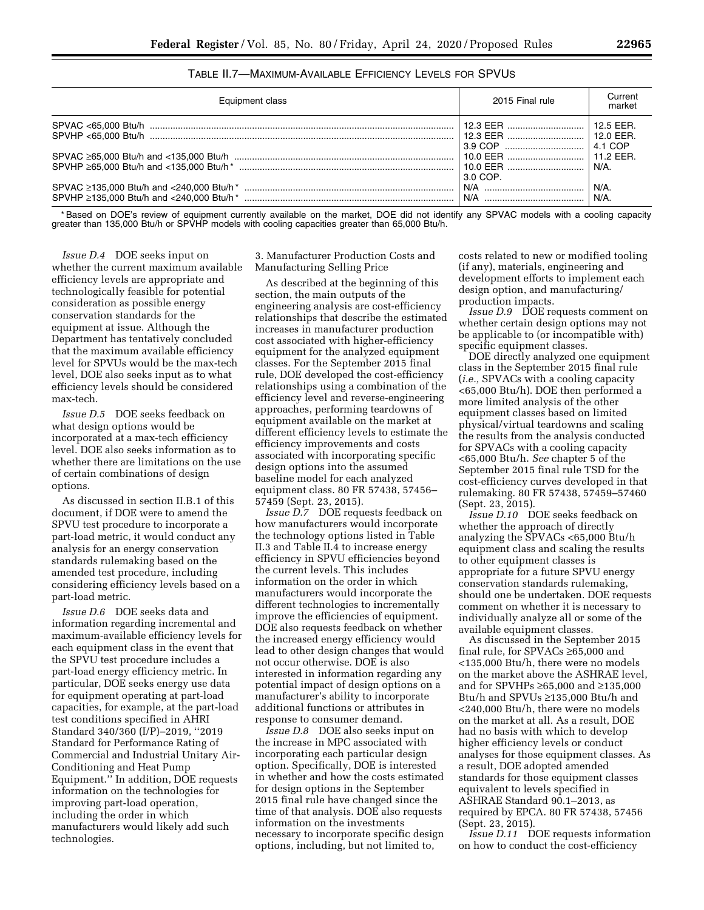TABLE II.7—MAXIMUM-AVAILABLE EFFICIENCY LEVELS FOR SPVUS

| Equipment class | 2015 Final rule | Current market |
|---|---|---|
| SPVAC <65,000 Btu/h | 12.3 EER | 12.5 EER. |
| SPVHP <65,000 Btu/h | 12.3 EER | 12.0 EER. |
| | 3.9 COP | 4.1 COP |
| SPVAC ≥65,000 Btu/h and <135,000 Btu/h | 10.0 EER | 11.2 EER. |
| SPVHP ≥65,000 Btu/h and <135,000 Btu/h * | 10.0 EER | N/A. |
| | 3.0 COP. | |
| SPVAC ≥135,000 Btu/h and <240,000 Btu/h * | N/A | N/A. |
| SPVHP ≥135,000 Btu/h and <240,000 Btu/h * | N/A | N/A. |

* Based on DOE's review of equipment currently available on the market, DOE did not identify any SPVAC models with a cooling capacity greater than 135,000 Btu/h or SPVHP models with cooling capacities greater than 65,000 Btu/h.

*Issue D.4* DOE seeks input on whether the current maximum available efficiency levels are appropriate and technologically feasible for potential consideration as possible energy conservation standards for the equipment at issue. Although the Department has tentatively concluded that the maximum available efficiency level for SPVUs would be the max-tech level, DOE also seeks input as to what efficiency levels should be considered max-tech.

*Issue D.5* DOE seeks feedback on what design options would be incorporated at a max-tech efficiency level. DOE also seeks information as to whether there are limitations on the use of certain combinations of design options.

As discussed in section II.B.1 of this document, if DOE were to amend the SPVU test procedure to incorporate a part-load metric, it would conduct any analysis for an energy conservation standards rulemaking based on the amended test procedure, including considering efficiency levels based on a part-load metric.

*Issue D.6* DOE seeks data and information regarding incremental and maximum-available efficiency levels for each equipment class in the event that the SPVU test procedure includes a part-load energy efficiency metric. In particular, DOE seeks energy use data for equipment operating at part-load capacities, for example, at the part-load test conditions specified in AHRI Standard 340/360 (I/P)–2019, ''2019 Standard for Performance Rating of Commercial and Industrial Unitary Air-Conditioning and Heat Pump Equipment.'' In addition, DOE requests information on the technologies for improving part-load operation, including the order in which manufacturers would likely add such technologies.

3. Manufacturer Production Costs and Manufacturing Selling Price

As described at the beginning of this section, the main outputs of the engineering analysis are cost-efficiency relationships that describe the estimated increases in manufacturer production cost associated with higher-efficiency equipment for the analyzed equipment classes. For the September 2015 final rule, DOE developed the cost-efficiency relationships using a combination of the efficiency level and reverse-engineering approaches, performing teardowns of equipment available on the market at different efficiency levels to estimate the efficiency improvements and costs associated with incorporating specific design options into the assumed baseline model for each analyzed equipment class. 80 FR 57438, 57456–57459 (Sept. 23, 2015).

*Issue D.7* DOE requests feedback on how manufacturers would incorporate the technology options listed in Table II.3 and Table II.4 to increase energy efficiency in SPVU efficiencies beyond the current levels. This includes information on the order in which manufacturers would incorporate the different technologies to incrementally improve the efficiencies of equipment. DOE also requests feedback on whether the increased energy efficiency would lead to other design changes that would not occur otherwise. DOE is also interested in information regarding any potential impact of design options on a manufacturer's ability to incorporate additional functions or attributes in response to consumer demand.

*Issue D.8* DOE also seeks input on the increase in MPC associated with incorporating each particular design option. Specifically, DOE is interested in whether and how the costs estimated for design options in the September 2015 final rule have changed since the time of that analysis. DOE also requests information on the investments necessary to incorporate specific design options, including, but not limited to, costs related to new or modified tooling (if any), materials, engineering and development efforts to implement each design option, and manufacturing/production impacts.

*Issue D.9* DOE requests comment on whether certain design options may not be applicable to (or incompatible with) specific equipment classes.

DOE directly analyzed one equipment class in the September 2015 final rule (*i.e.,* SPVACs with a cooling capacity <65,000 Btu/h). DOE then performed a more limited analysis of the other equipment classes based on limited physical/virtual teardowns and scaling the results from the analysis conducted for SPVACs with a cooling capacity <65,000 Btu/h. *See* chapter 5 of the September 2015 final rule TSD for the cost-efficiency curves developed in that rulemaking. 80 FR 57438, 57459–57460 (Sept. 23, 2015).

*Issue D.10* DOE seeks feedback on whether the approach of directly analyzing the SPVACs <65,000 Btu/h equipment class and scaling the results to other equipment classes is appropriate for a future SPVU energy conservation standards rulemaking, should one be undertaken. DOE requests comment on whether it is necessary to individually analyze all or some of the available equipment classes.

As discussed in the September 2015 final rule, for SPVACs ≥65,000 and <135,000 Btu/h, there were no models on the market above the ASHRAE level, and for SPVHPs ≥65,000 and ≥135,000 Btu/h and SPVUs ≥135,000 Btu/h and <240,000 Btu/h, there were no models on the market at all. As a result, DOE had no basis with which to develop higher efficiency levels or conduct analyses for those equipment classes. As a result, DOE adopted amended standards for those equipment classes equivalent to levels specified in ASHRAE Standard 90.1–2013, as required by EPCA. 80 FR 57438, 57456 (Sept. 23, 2015).

*Issue D.11* DOE requests information on how to conduct the cost-efficiency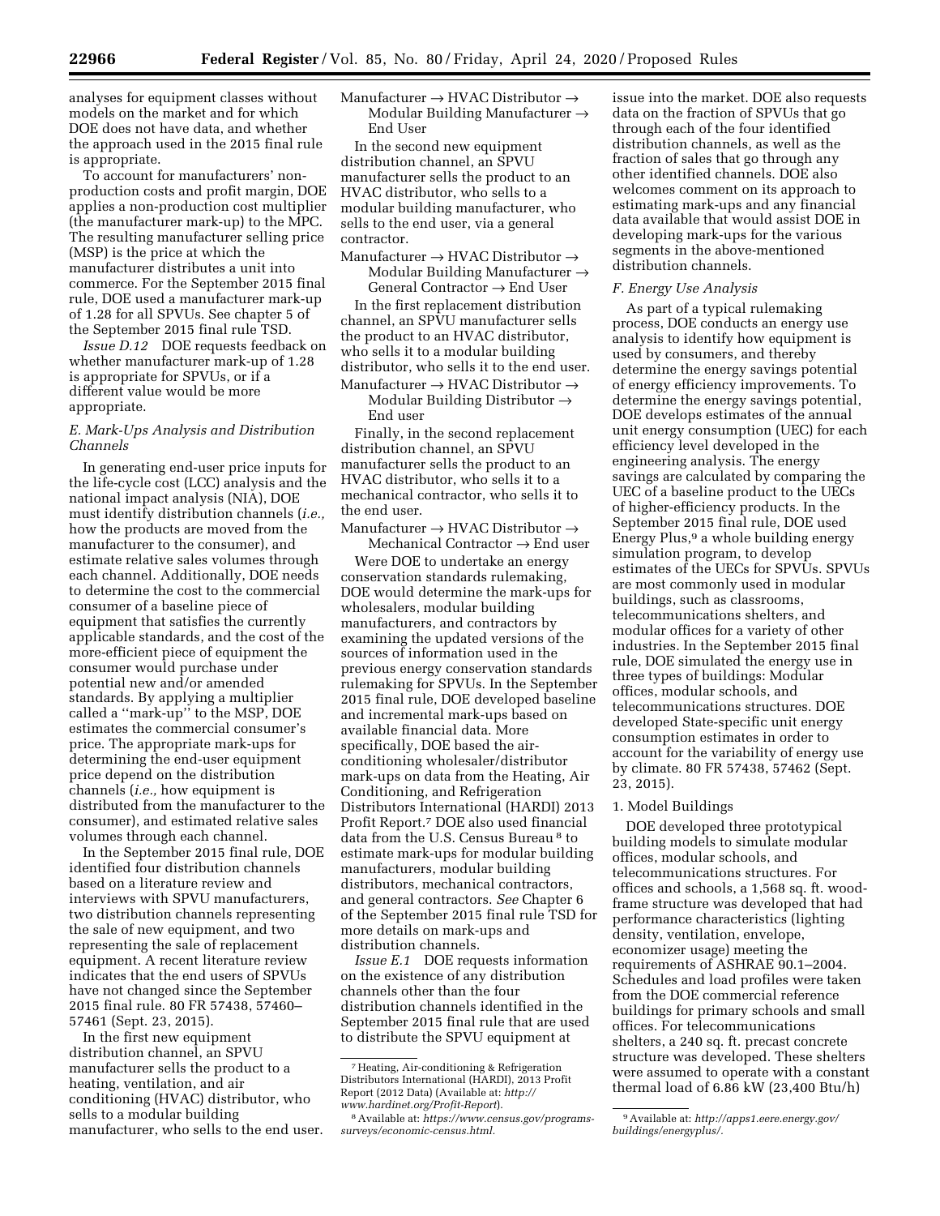analyses for equipment classes without models on the market and for which DOE does not have data, and whether the approach used in the 2015 final rule is appropriate.

To account for manufacturers' non-production costs and profit margin, DOE applies a non-production cost multiplier (the manufacturer mark-up) to the MPC. The resulting manufacturer selling price (MSP) is the price at which the manufacturer distributes a unit into commerce. For the September 2015 final rule, DOE used a manufacturer mark-up of 1.28 for all SPVUs. See chapter 5 of the September 2015 final rule TSD.

*Issue D.12* DOE requests feedback on whether manufacturer mark-up of 1.28 is appropriate for SPVUs, or if a different value would be more appropriate.

## E. Mark-Ups Analysis and Distribution Channels

In generating end-user price inputs for the life-cycle cost (LCC) analysis and the national impact analysis (NIA), DOE must identify distribution channels (*i.e.,* how the products are moved from the manufacturer to the consumer), and estimate relative sales volumes through each channel. Additionally, DOE needs to determine the cost to the commercial consumer of a baseline piece of equipment that satisfies the currently applicable standards, and the cost of the more-efficient piece of equipment the consumer would purchase under potential new and/or amended standards. By applying a multiplier called a ''mark-up'' to the MSP, DOE estimates the commercial consumer's price. The appropriate mark-ups for determining the end-user equipment price depend on the distribution channels (*i.e.,* how equipment is distributed from the manufacturer to the consumer), and estimated relative sales volumes through each channel.

In the September 2015 final rule, DOE identified four distribution channels based on a literature review and interviews with SPVU manufacturers, two distribution channels representing the sale of new equipment, and two representing the sale of replacement equipment. A recent literature review indicates that the end users of SPVUs have not changed since the September 2015 final rule. 80 FR 57438, 57460–57461 (Sept. 23, 2015).

In the first new equipment distribution channel, an SPVU manufacturer sells the product to a heating, ventilation, and air conditioning (HVAC) distributor, who sells to a modular building manufacturer, who sells to the end user.

Manufacturer → HVAC Distributor → Modular Building Manufacturer → End User

In the second new equipment distribution channel, an SPVU manufacturer sells the product to an HVAC distributor, who sells to a modular building manufacturer, who sells to the end user, via a general contractor.

Manufacturer → HVAC Distributor → Modular Building Manufacturer → General Contractor → End User

In the first replacement distribution channel, an SPVU manufacturer sells the product to an HVAC distributor, who sells it to a modular building distributor, who sells it to the end user.

Manufacturer → HVAC Distributor → Modular Building Distributor → End user

Finally, in the second replacement distribution channel, an SPVU manufacturer sells the product to an HVAC distributor, who sells it to a mechanical contractor, who sells it to the end user.

Manufacturer → HVAC Distributor → Mechanical Contractor → End user

Were DOE to undertake an energy conservation standards rulemaking, DOE would determine the mark-ups for wholesalers, modular building manufacturers, and contractors by examining the updated versions of the sources of information used in the previous energy conservation standards rulemaking for SPVUs. In the September 2015 final rule, DOE developed baseline and incremental mark-ups based on available financial data. More specifically, DOE based the air-conditioning wholesaler/distributor mark-ups on data from the Heating, Air Conditioning, and Refrigeration Distributors International (HARDI) 2013 Profit Report.[7] DOE also used financial data from the U.S. Census Bureau [8] to estimate mark-ups for modular building manufacturers, modular building distributors, mechanical contractors, and general contractors. *See* Chapter 6 of the September 2015 final rule TSD for more details on mark-ups and distribution channels.

*Issue E.1* DOE requests information on the existence of any distribution channels other than the four distribution channels identified in the September 2015 final rule that are used to distribute the SPVU equipment at issue into the market. DOE also requests data on the fraction of SPVUs that go through each of the four identified distribution channels, as well as the fraction of sales that go through any other identified channels. DOE also welcomes comment on its approach to estimating mark-ups and any financial data available that would assist DOE in developing mark-ups for the various segments in the above-mentioned distribution channels.

## F. Energy Use Analysis

As part of a typical rulemaking process, DOE conducts an energy use analysis to identify how equipment is used by consumers, and thereby determine the energy savings potential of energy efficiency improvements. To determine the energy savings potential, DOE develops estimates of the annual unit energy consumption (UEC) for each efficiency level developed in the engineering analysis. The energy savings are calculated by comparing the UEC of a baseline product to the UECs of higher-efficiency products. In the September 2015 final rule, DOE used Energy Plus,[9] a whole building energy simulation program, to develop estimates of the UECs for SPVUs. SPVUs are most commonly used in modular buildings, such as classrooms, telecommunications shelters, and modular offices for a variety of other industries. In the September 2015 final rule, DOE simulated the energy use in three types of buildings: Modular offices, modular schools, and telecommunications structures. DOE developed State-specific unit energy consumption estimates in order to account for the variability of energy use by climate. 80 FR 57438, 57462 (Sept. 23, 2015).

### 1. Model Buildings

DOE developed three prototypical building models to simulate modular offices, modular schools, and telecommunications structures. For offices and schools, a 1,568 sq. ft. wood-frame structure was developed that had performance characteristics (lighting density, ventilation, envelope, economizer usage) meeting the requirements of ASHRAE 90.1–2004. Schedules and load profiles were taken from the DOE commercial reference buildings for primary schools and small offices. For telecommunications shelters, a 240 sq. ft. precast concrete structure was developed. These shelters were assumed to operate with a constant thermal load of 6.86 kW (23,400 Btu/h)

---

[7] Heating, Air-conditioning & Refrigeration Distributors International (HARDI), 2013 Profit Report (2012 Data) (Available at: *http://www.hardinet.org/Profit-Report*).

[8] Available at: *https://www.census.gov/programs-surveys/economic-census.html.*

[9] Available at: *http://apps1.eere.energy.gov/buildings/energyplus/.*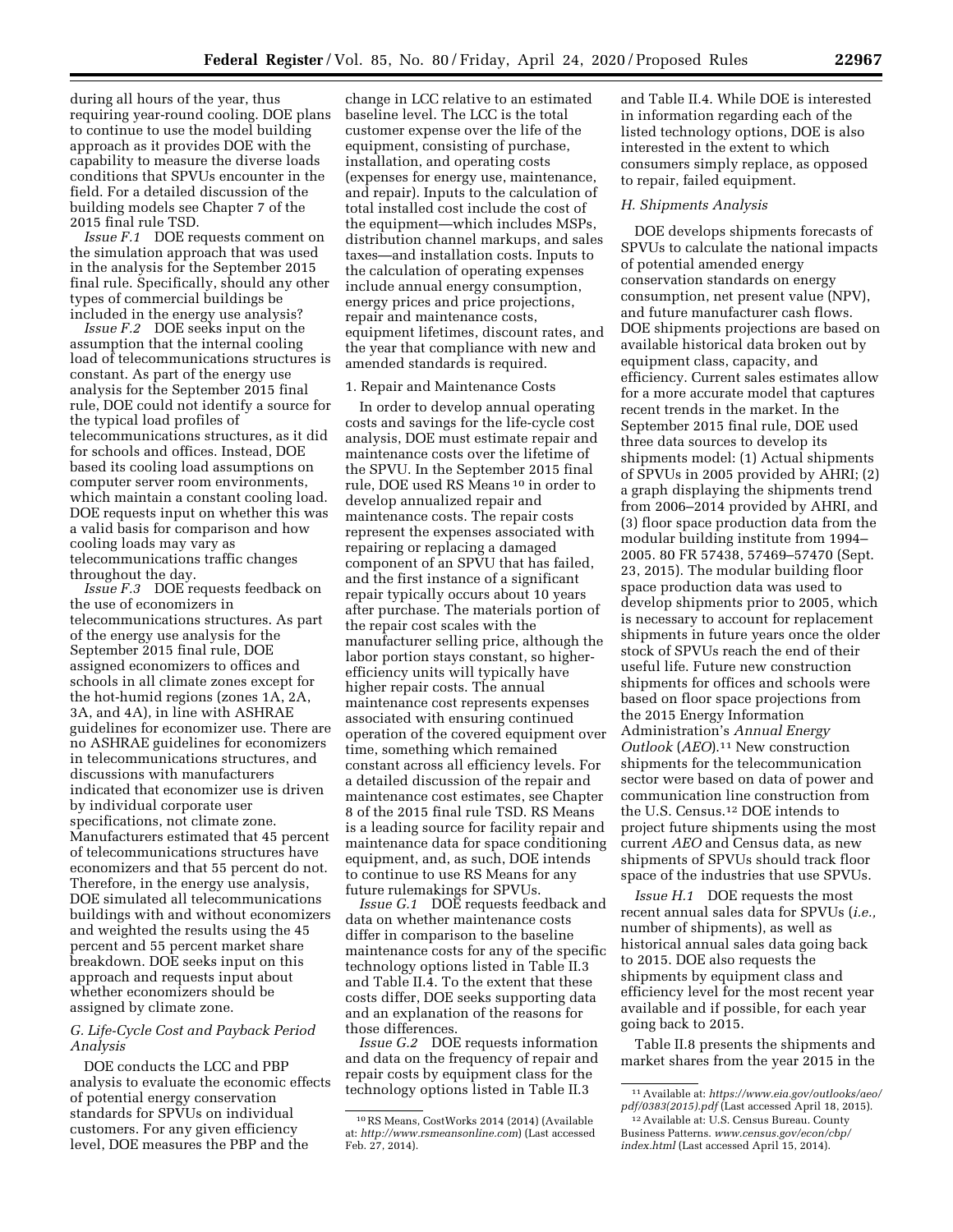during all hours of the year, thus requiring year-round cooling. DOE plans to continue to use the model building approach as it provides DOE with the capability to measure the diverse loads conditions that SPVUs encounter in the field. For a detailed discussion of the building models see Chapter 7 of the 2015 final rule TSD.

*Issue F.1* DOE requests comment on the simulation approach that was used in the analysis for the September 2015 final rule. Specifically, should any other types of commercial buildings be included in the energy use analysis?

*Issue F.2* DOE seeks input on the assumption that the internal cooling load of telecommunications structures is constant. As part of the energy use analysis for the September 2015 final rule, DOE could not identify a source for the typical load profiles of telecommunications structures, as it did for schools and offices. Instead, DOE based its cooling load assumptions on computer server room environments, which maintain a constant cooling load. DOE requests input on whether this was a valid basis for comparison and how cooling loads may vary as telecommunications traffic changes throughout the day.

*Issue F.3* DOE requests feedback on the use of economizers in telecommunications structures. As part of the energy use analysis for the September 2015 final rule, DOE assigned economizers to offices and schools in all climate zones except for the hot-humid regions (zones 1A, 2A, 3A, and 4A), in line with ASHRAE guidelines for economizer use. There are no ASHRAE guidelines for economizers in telecommunications structures, and discussions with manufacturers indicated that economizer use is driven by individual corporate user specifications, not climate zone. Manufacturers estimated that 45 percent of telecommunications structures have economizers and that 55 percent do not. Therefore, in the energy use analysis, DOE simulated all telecommunications buildings with and without economizers and weighted the results using the 45 percent and 55 percent market share breakdown. DOE seeks input on this approach and requests input about whether economizers should be assigned by climate zone.

### *G. Life-Cycle Cost and Payback Period Analysis*

DOE conducts the LCC and PBP analysis to evaluate the economic effects of potential energy conservation standards for SPVUs on individual customers. For any given efficiency level, DOE measures the PBP and the change in LCC relative to an estimated baseline level. The LCC is the total customer expense over the life of the equipment, consisting of purchase, installation, and operating costs (expenses for energy use, maintenance, and repair). Inputs to the calculation of total installed cost include the cost of the equipment—which includes MSPs, distribution channel markups, and sales taxes—and installation costs. Inputs to the calculation of operating expenses include annual energy consumption, energy prices and price projections, repair and maintenance costs, equipment lifetimes, discount rates, and the year that compliance with new and amended standards is required.

#### 1. Repair and Maintenance Costs

In order to develop annual operating costs and savings for the life-cycle cost analysis, DOE must estimate repair and maintenance costs over the lifetime of the SPVU. In the September 2015 final rule, DOE used RS Means [10] in order to develop annualized repair and maintenance costs. The repair costs represent the expenses associated with repairing or replacing a damaged component of an SPVU that has failed, and the first instance of a significant repair typically occurs about 10 years after purchase. The materials portion of the repair cost scales with the manufacturer selling price, although the labor portion stays constant, so higher-efficiency units will typically have higher repair costs. The annual maintenance cost represents expenses associated with ensuring continued operation of the covered equipment over time, something which remained constant across all efficiency levels. For a detailed discussion of the repair and maintenance cost estimates, see Chapter 8 of the 2015 final rule TSD. RS Means is a leading source for facility repair and maintenance data for space conditioning equipment, and, as such, DOE intends to continue to use RS Means for any future rulemakings for SPVUs.

*Issue G.1* DOE requests feedback and data on whether maintenance costs differ in comparison to the baseline maintenance costs for any of the specific technology options listed in Table II.3 and Table II.4. To the extent that these costs differ, DOE seeks supporting data and an explanation of the reasons for those differences.

*Issue G.2* DOE requests information and data on the frequency of repair and repair costs by equipment class for the technology options listed in Table II.3 and Table II.4. While DOE is interested in information regarding each of the listed technology options, DOE is also interested in the extent to which consumers simply replace, as opposed to repair, failed equipment.

### *H. Shipments Analysis*

DOE develops shipments forecasts of SPVUs to calculate the national impacts of potential amended energy conservation standards on energy consumption, net present value (NPV), and future manufacturer cash flows. DOE shipments projections are based on available historical data broken out by equipment class, capacity, and efficiency. Current sales estimates allow for a more accurate model that captures recent trends in the market. In the September 2015 final rule, DOE used three data sources to develop its shipments model: (1) Actual shipments of SPVUs in 2005 provided by AHRI; (2) a graph displaying the shipments trend from 2006–2014 provided by AHRI, and (3) floor space production data from the modular building institute from 1994–2005. 80 FR 57438, 57469–57470 (Sept. 23, 2015). The modular building floor space production data was used to develop shipments prior to 2005, which is necessary to account for replacement shipments in future years once the older stock of SPVUs reach the end of their useful life. Future new construction shipments for offices and schools were based on floor space projections from the 2015 Energy Information Administration's *Annual Energy Outlook* (*AEO*).[11] New construction shipments for the telecommunication sector were based on data of power and communication line construction from the U.S. Census.[12] DOE intends to project future shipments using the most current *AEO* and Census data, as new shipments of SPVUs should track floor space of the industries that use SPVUs.

*Issue H.1* DOE requests the most recent annual sales data for SPVUs (*i.e.,* number of shipments), as well as historical annual sales data going back to 2015. DOE also requests the shipments by equipment class and efficiency level for the most recent year available and if possible, for each year going back to 2015.

Table II.8 presents the shipments and market shares from the year 2015 in the

---

[10] RS Means, CostWorks 2014 (2014) (Available at: *http://www.rsmeansonline.com*) (Last accessed Feb. 27, 2014).

[11] Available at: *https://www.eia.gov/outlooks/aeo/pdf/0383(2015).pdf* (Last accessed April 18, 2015).

[12] Available at: U.S. Census Bureau. County Business Patterns. *www.census.gov/econ/cbp/index.html* (Last accessed April 15, 2014).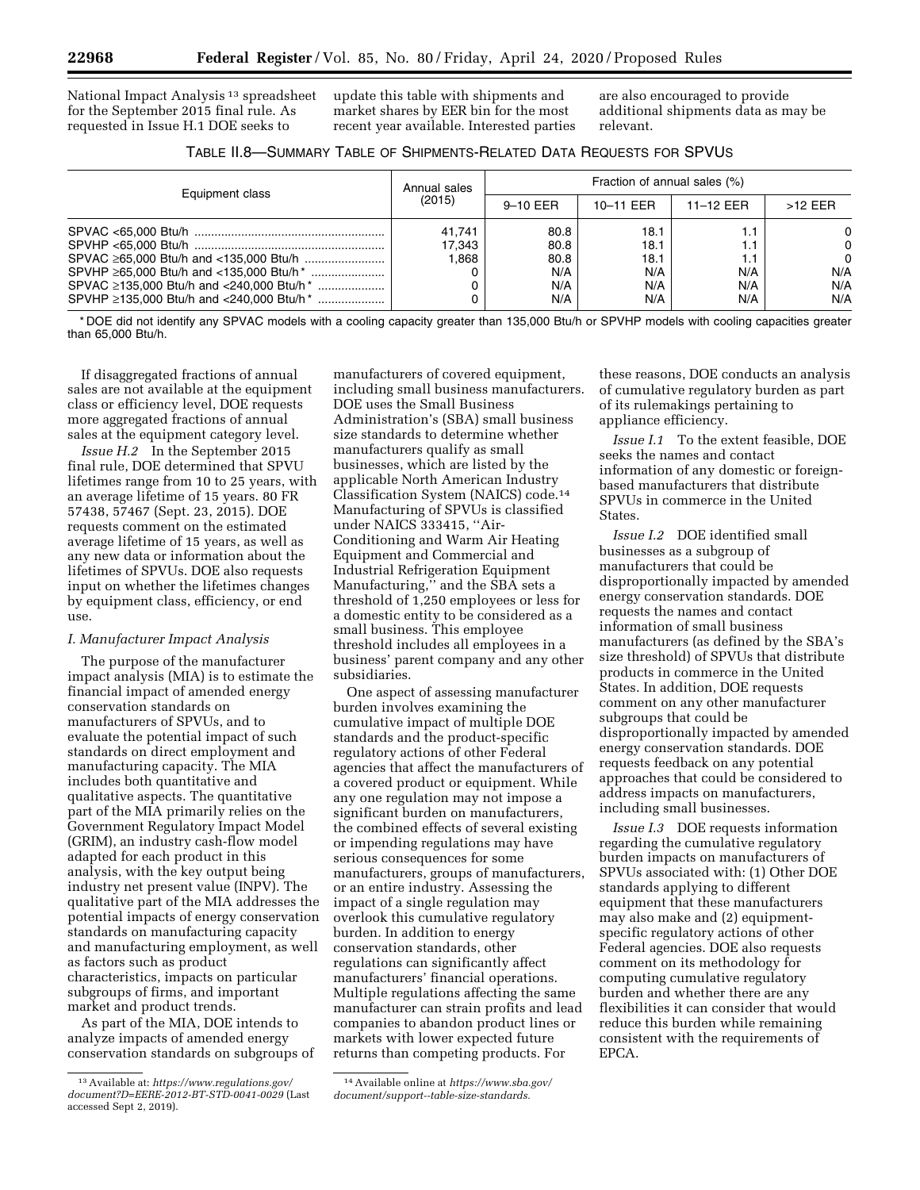National Impact Analysis [13] spreadsheet for the September 2015 final rule. As requested in Issue H.1 DOE seeks to update this table with shipments and market shares by EER bin for the most recent year available. Interested parties are also encouraged to provide additional shipments data as may be relevant.

TABLE II.8—SUMMARY TABLE OF SHIPMENTS-RELATED DATA REQUESTS FOR SPVUS

| Equipment class | Annual sales (2015) | Fraction of annual sales (%) | | | |
|---|---|---|---|---|---|
| | | 9–10 EER | 10–11 EER | 11–12 EER | >12 EER |
| SPVAC <65,000 Btu/h | 41,741 | 80.8 | 18.1 | 1.1 | 0 |
| SPVHP <65,000 Btu/h | 17,343 | 80.8 | 18.1 | 1.1 | 0 |
| SPVAC ≥65,000 Btu/h and <135,000 Btu/h | 1,868 | 80.8 | 18.1 | 1.1 | 0 |
| SPVHP ≥65,000 Btu/h and <135,000 Btu/h * | 0 | N/A | N/A | N/A | N/A |
| SPVAC ≥135,000 Btu/h and <240,000 Btu/h * | 0 | N/A | N/A | N/A | N/A |
| SPVHP ≥135,000 Btu/h and <240,000 Btu/h * | 0 | N/A | N/A | N/A | N/A |

* DOE did not identify any SPVAC models with a cooling capacity greater than 135,000 Btu/h or SPVHP models with cooling capacities greater than 65,000 Btu/h.

If disaggregated fractions of annual sales are not available at the equipment class or efficiency level, DOE requests more aggregated fractions of annual sales at the equipment category level.

*Issue H.2* In the September 2015 final rule, DOE determined that SPVU lifetimes range from 10 to 25 years, with an average lifetime of 15 years. 80 FR 57438, 57467 (Sept. 23, 2015). DOE requests comment on the estimated average lifetime of 15 years, as well as any new data or information about the lifetimes of SPVUs. DOE also requests input on whether the lifetimes changes by equipment class, efficiency, or end use.

### I. Manufacturer Impact Analysis

The purpose of the manufacturer impact analysis (MIA) is to estimate the financial impact of amended energy conservation standards on manufacturers of SPVUs, and to evaluate the potential impact of such standards on direct employment and manufacturing capacity. The MIA includes both quantitative and qualitative aspects. The quantitative part of the MIA primarily relies on the Government Regulatory Impact Model (GRIM), an industry cash-flow model adapted for each product in this analysis, with the key output being industry net present value (INPV). The qualitative part of the MIA addresses the potential impacts of energy conservation standards on manufacturing capacity and manufacturing employment, as well as factors such as product characteristics, impacts on particular subgroups of firms, and important market and product trends.

As part of the MIA, DOE intends to analyze impacts of amended energy conservation standards on subgroups of manufacturers of covered equipment, including small business manufacturers. DOE uses the Small Business Administration's (SBA) small business size standards to determine whether manufacturers qualify as small businesses, which are listed by the applicable North American Industry Classification System (NAICS) code.[14] Manufacturing of SPVUs is classified under NAICS 333415, "Air-Conditioning and Warm Air Heating Equipment and Commercial and Industrial Refrigeration Equipment Manufacturing," and the SBA sets a threshold of 1,250 employees or less for a domestic entity to be considered as a small business. This employee threshold includes all employees in a business' parent company and any other subsidiaries.

One aspect of assessing manufacturer burden involves examining the cumulative impact of multiple DOE standards and the product-specific regulatory actions of other Federal agencies that affect the manufacturers of a covered product or equipment. While any one regulation may not impose a significant burden on manufacturers, the combined effects of several existing or impending regulations may have serious consequences for some manufacturers, groups of manufacturers, or an entire industry. Assessing the impact of a single regulation may overlook this cumulative regulatory burden. In addition to energy conservation standards, other regulations can significantly affect manufacturers' financial operations. Multiple regulations affecting the same manufacturer can strain profits and lead companies to abandon product lines or markets with lower expected future returns than competing products. For these reasons, DOE conducts an analysis of cumulative regulatory burden as part of its rulemakings pertaining to appliance efficiency.

*Issue I.1* To the extent feasible, DOE seeks the names and contact information of any domestic or foreign-based manufacturers that distribute SPVUs in commerce in the United States.

*Issue I.2* DOE identified small businesses as a subgroup of manufacturers that could be disproportionally impacted by amended energy conservation standards. DOE requests the names and contact information of small business manufacturers (as defined by the SBA's size threshold) of SPVUs that distribute products in commerce in the United States. In addition, DOE requests comment on any other manufacturer subgroups that could be disproportionally impacted by amended energy conservation standards. DOE requests feedback on any potential approaches that could be considered to address impacts on manufacturers, including small businesses.

*Issue I.3* DOE requests information regarding the cumulative regulatory burden impacts on manufacturers of SPVUs associated with: (1) Other DOE standards applying to different equipment that these manufacturers may also make and (2) equipment-specific regulatory actions of other Federal agencies. DOE also requests comment on its methodology for computing cumulative regulatory burden and whether there are any flexibilities it can consider that would reduce this burden while remaining consistent with the requirements of EPCA.

---

[13] Available at: *https://www.regulations.gov/document?D=EERE-2012-BT-STD-0041-0029* (Last accessed Sept 2, 2019).

[14] Available online at *https://www.sba.gov/document/support--table-size-standards.*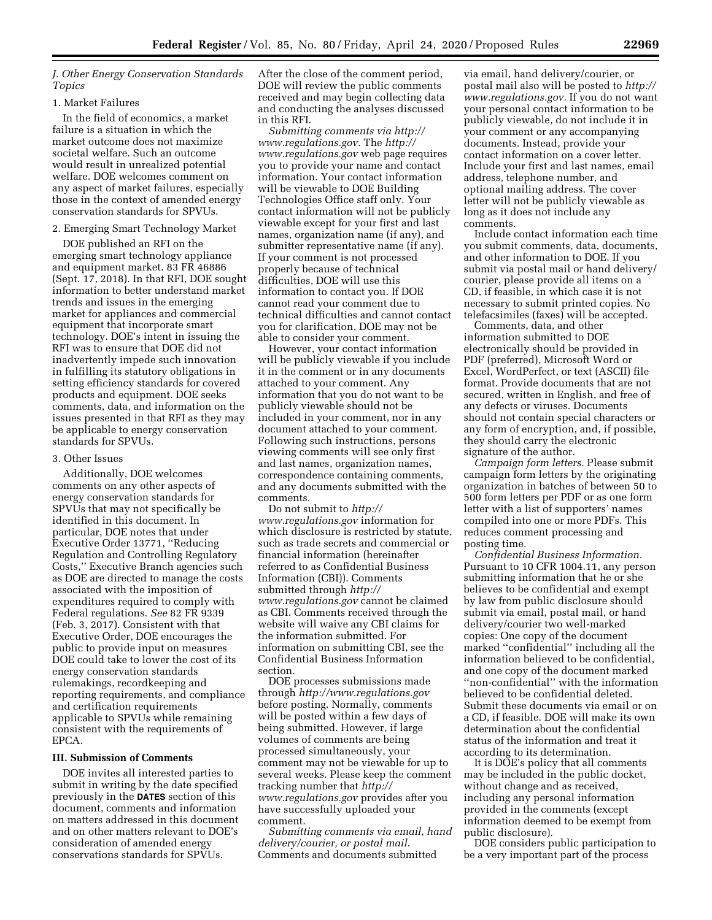### J. Other Energy Conservation Standards Topics

#### 1. Market Failures

In the field of economics, a market failure is a situation in which the market outcome does not maximize societal welfare. Such an outcome would result in unrealized potential welfare. DOE welcomes comment on any aspect of market failures, especially those in the context of amended energy conservation standards for SPVUs.

#### 2. Emerging Smart Technology Market

DOE published an RFI on the emerging smart technology appliance and equipment market. 83 FR 46886 (Sept. 17, 2018). In that RFI, DOE sought information to better understand market trends and issues in the emerging market for appliances and commercial equipment that incorporate smart technology. DOE's intent in issuing the RFI was to ensure that DOE did not inadvertently impede such innovation in fulfilling its statutory obligations in setting efficiency standards for covered products and equipment. DOE seeks comments, data, and information on the issues presented in that RFI as they may be applicable to energy conservation standards for SPVUs.

#### 3. Other Issues

Additionally, DOE welcomes comments on any other aspects of energy conservation standards for SPVUs that may not specifically be identified in this document. In particular, DOE notes that under Executive Order 13771, "Reducing Regulation and Controlling Regulatory Costs," Executive Branch agencies such as DOE are directed to manage the costs associated with the imposition of expenditures required to comply with Federal regulations. *See* 82 FR 9339 (Feb. 3, 2017). Consistent with that Executive Order, DOE encourages the public to provide input on measures DOE could take to lower the cost of its energy conservation standards rulemakings, recordkeeping and reporting requirements, and compliance and certification requirements applicable to SPVUs while remaining consistent with the requirements of EPCA.

## III. Submission of Comments

DOE invites all interested parties to submit in writing by the date specified previously in the **DATES** section of this document, comments and information on matters addressed in this document and on other matters relevant to DOE's consideration of amended energy conservations standards for SPVUs. After the close of the comment period, DOE will review the public comments received and may begin collecting data and conducting the analyses discussed in this RFI.

*Submitting comments via http://www.regulations.gov.* The *http://www.regulations.gov* web page requires you to provide your name and contact information. Your contact information will be viewable to DOE Building Technologies Office staff only. Your contact information will not be publicly viewable except for your first and last names, organization name (if any), and submitter representative name (if any). If your comment is not processed properly because of technical difficulties, DOE will use this information to contact you. If DOE cannot read your comment due to technical difficulties and cannot contact you for clarification, DOE may not be able to consider your comment.

However, your contact information will be publicly viewable if you include it in the comment or in any documents attached to your comment. Any information that you do not want to be publicly viewable should not be included in your comment, nor in any document attached to your comment. Following such instructions, persons viewing comments will see only first and last names, organization names, correspondence containing comments, and any documents submitted with the comments.

Do not submit to *http://www.regulations.gov* information for which disclosure is restricted by statute, such as trade secrets and commercial or financial information (hereinafter referred to as Confidential Business Information (CBI)). Comments submitted through *http://www.regulations.gov* cannot be claimed as CBI. Comments received through the website will waive any CBI claims for the information submitted. For information on submitting CBI, see the Confidential Business Information section.

DOE processes submissions made through *http://www.regulations.gov* before posting. Normally, comments will be posted within a few days of being submitted. However, if large volumes of comments are being processed simultaneously, your comment may not be viewable for up to several weeks. Please keep the comment tracking number that *http://www.regulations.gov* provides after you have successfully uploaded your comment.

*Submitting comments via email, hand delivery/courier, or postal mail.* Comments and documents submitted via email, hand delivery/courier, or postal mail also will be posted to *http://www.regulations.gov.* If you do not want your personal contact information to be publicly viewable, do not include it in your comment or any accompanying documents. Instead, provide your contact information on a cover letter. Include your first and last names, email address, telephone number, and optional mailing address. The cover letter will not be publicly viewable as long as it does not include any comments.

Include contact information each time you submit comments, data, documents, and other information to DOE. If you submit via postal mail or hand delivery/courier, please provide all items on a CD, if feasible, in which case it is not necessary to submit printed copies. No telefacsimiles (faxes) will be accepted.

Comments, data, and other information submitted to DOE electronically should be provided in PDF (preferred), Microsoft Word or Excel, WordPerfect, or text (ASCII) file format. Provide documents that are not secured, written in English, and free of any defects or viruses. Documents should not contain special characters or any form of encryption, and, if possible, they should carry the electronic signature of the author.

*Campaign form letters.* Please submit campaign form letters by the originating organization in batches of between 50 to 500 form letters per PDF or as one form letter with a list of supporters' names compiled into one or more PDFs. This reduces comment processing and posting time.

*Confidential Business Information.* Pursuant to 10 CFR 1004.11, any person submitting information that he or she believes to be confidential and exempt by law from public disclosure should submit via email, postal mail, or hand delivery/courier two well-marked copies: One copy of the document marked "confidential" including all the information believed to be confidential, and one copy of the document marked "non-confidential" with the information believed to be confidential deleted. Submit these documents via email or on a CD, if feasible. DOE will make its own determination about the confidential status of the information and treat it according to its determination.

It is DOE's policy that all comments may be included in the public docket, without change and as received, including any personal information provided in the comments (except information deemed to be exempt from public disclosure).

DOE considers public participation to be a very important part of the process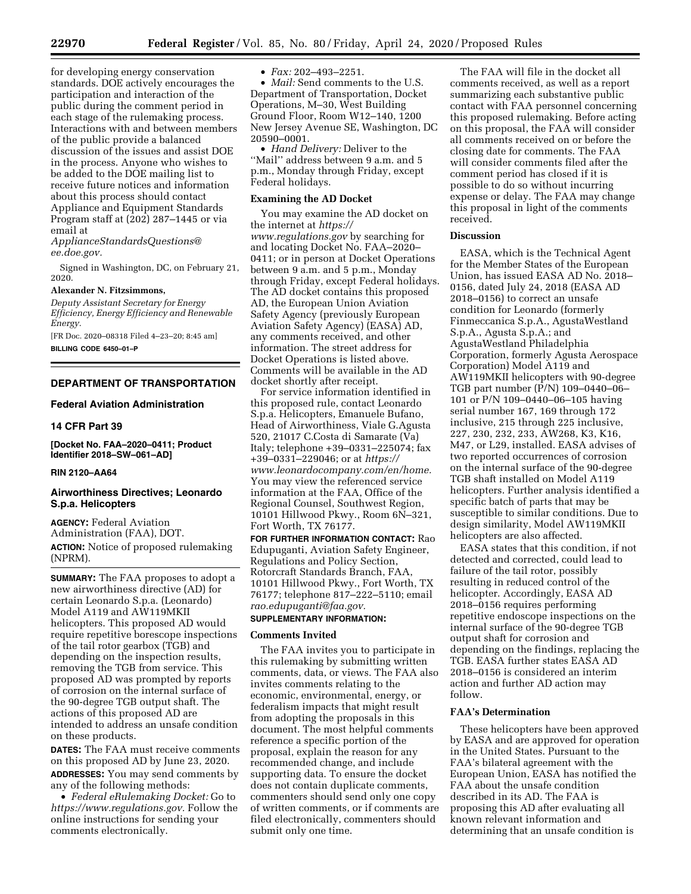for developing energy conservation standards. DOE actively encourages the participation and interaction of the public during the comment period in each stage of the rulemaking process. Interactions with and between members of the public provide a balanced discussion of the issues and assist DOE in the process. Anyone who wishes to be added to the DOE mailing list to receive future notices and information about this process should contact Appliance and Equipment Standards Program staff at (202) 287–1445 or via email at *ApplianceStandardsQuestions@ee.doe.gov.*

Signed in Washington, DC, on February 21, 2020.

**Alexander N. Fitzsimmons,**

*Deputy Assistant Secretary for Energy Efficiency, Energy Efficiency and Renewable Energy.*

[FR Doc. 2020–08318 Filed 4–23–20; 8:45 am]

**BILLING CODE 6450–01–P**

## DEPARTMENT OF TRANSPORTATION

### Federal Aviation Administration

### 14 CFR Part 39

**[Docket No. FAA–2020–0411; Product Identifier 2018–SW–061–AD]**

**RIN 2120–AA64**

### Airworthiness Directives; Leonardo S.p.a. Helicopters

**AGENCY:** Federal Aviation Administration (FAA), DOT.

**ACTION:** Notice of proposed rulemaking (NPRM).

**SUMMARY:** The FAA proposes to adopt a new airworthiness directive (AD) for certain Leonardo S.p.a. (Leonardo) Model A119 and AW119MKII helicopters. This proposed AD would require repetitive borescope inspections of the tail rotor gearbox (TGB) and depending on the inspection results, removing the TGB from service. This proposed AD was prompted by reports of corrosion on the internal surface of the 90-degree TGB output shaft. The actions of this proposed AD are intended to address an unsafe condition on these products.

**DATES:** The FAA must receive comments on this proposed AD by June 23, 2020.

**ADDRESSES:** You may send comments by any of the following methods:

- *Federal eRulemaking Docket:* Go to *https://www.regulations.gov.* Follow the online instructions for sending your comments electronically.
- *Fax:* 202–493–2251.
- *Mail:* Send comments to the U.S. Department of Transportation, Docket Operations, M–30, West Building Ground Floor, Room W12–140, 1200 New Jersey Avenue SE, Washington, DC 20590–0001.
- *Hand Delivery:* Deliver to the ''Mail'' address between 9 a.m. and 5 p.m., Monday through Friday, except Federal holidays.

**Examining the AD Docket**

You may examine the AD docket on the internet at *https://www.regulations.gov* by searching for and locating Docket No. FAA–2020–0411; or in person at Docket Operations between 9 a.m. and 5 p.m., Monday through Friday, except Federal holidays. The AD docket contains this proposed AD, the European Union Aviation Safety Agency (previously European Aviation Safety Agency) (EASA) AD, any comments received, and other information. The street address for Docket Operations is listed above. Comments will be available in the AD docket shortly after receipt.

For service information identified in this proposed rule, contact Leonardo S.p.a. Helicopters, Emanuele Bufano, Head of Airworthiness, Viale G.Agusta 520, 21017 C.Costa di Samarate (Va) Italy; telephone +39–0331–225074; fax +39–0331–229046; or at *https://www.leonardocompany.com/en/home.* You may view the referenced service information at the FAA, Office of the Regional Counsel, Southwest Region, 10101 Hillwood Pkwy., Room 6N–321, Fort Worth, TX 76177.

**FOR FURTHER INFORMATION CONTACT:** Rao Edupuganti, Aviation Safety Engineer, Regulations and Policy Section, Rotorcraft Standards Branch, FAA, 10101 Hillwood Pkwy., Fort Worth, TX 76177; telephone 817–222–5110; email *rao.edupuganti@faa.gov.*

**SUPPLEMENTARY INFORMATION:**

**Comments Invited**

The FAA invites you to participate in this rulemaking by submitting written comments, data, or views. The FAA also invites comments relating to the economic, environmental, energy, or federalism impacts that might result from adopting the proposals in this document. The most helpful comments reference a specific portion of the proposal, explain the reason for any recommended change, and include supporting data. To ensure the docket does not contain duplicate comments, commenters should send only one copy of written comments, or if comments are filed electronically, commenters should submit only one time.

The FAA will file in the docket all comments received, as well as a report summarizing each substantive public contact with FAA personnel concerning this proposed rulemaking. Before acting on this proposal, the FAA will consider all comments received on or before the closing date for comments. The FAA will consider comments filed after the comment period has closed if it is possible to do so without incurring expense or delay. The FAA may change this proposal in light of the comments received.

**Discussion**

EASA, which is the Technical Agent for the Member States of the European Union, has issued EASA AD No. 2018–0156, dated July 24, 2018 (EASA AD 2018–0156) to correct an unsafe condition for Leonardo (formerly Finmeccanica S.p.A., AgustaWestland S.p.A., Agusta S.p.A.; and AgustaWestland Philadelphia Corporation, formerly Agusta Aerospace Corporation) Model A119 and AW119MKII helicopters with 90-degree TGB part number (P/N) 109–0440–06–101 or P/N 109–0440–06–105 having serial number 167, 169 through 172 inclusive, 215 through 225 inclusive, 227, 230, 232, 233, AW268, K3, K16, M47, or L29, installed. EASA advises of two reported occurrences of corrosion on the internal surface of the 90-degree TGB shaft installed on Model A119 helicopters. Further analysis identified a specific batch of parts that may be susceptible to similar conditions. Due to design similarity, Model AW119MKII helicopters are also affected.

EASA states that this condition, if not detected and corrected, could lead to failure of the tail rotor, possibly resulting in reduced control of the helicopter. Accordingly, EASA AD 2018–0156 requires performing repetitive endoscope inspections on the internal surface of the 90-degree TGB output shaft for corrosion and depending on the findings, replacing the TGB. EASA further states EASA AD 2018–0156 is considered an interim action and further AD action may follow.

**FAA's Determination**

These helicopters have been approved by EASA and are approved for operation in the United States. Pursuant to the FAA's bilateral agreement with the European Union, EASA has notified the FAA about the unsafe condition described in its AD. The FAA is proposing this AD after evaluating all known relevant information and determining that an unsafe condition is